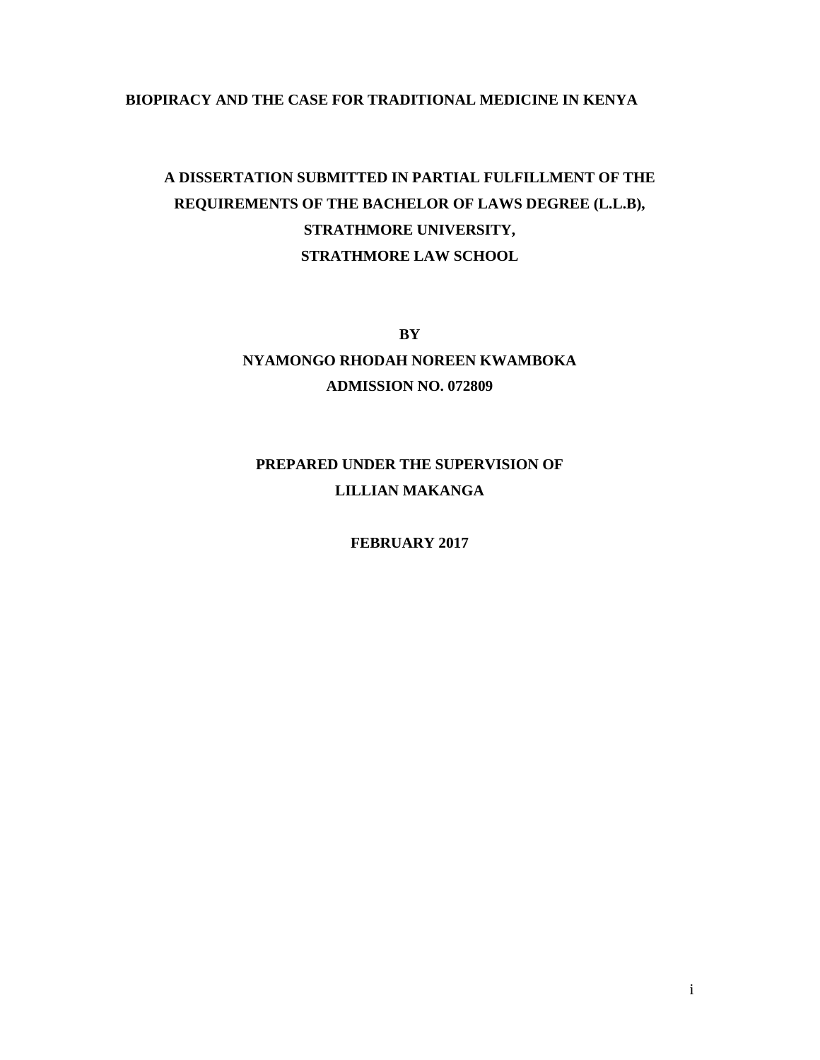**BIOPIRACY AND THE CASE FOR TRADITIONAL MEDICINE IN KENYA**

**A DISSERTATION SUBMITTED IN PARTIAL FULFILLMENT OF THE REQUIREMENTS OF THE BACHELOR OF LAWS DEGREE (L.L.B), STRATHMORE UNIVERSITY, STRATHMORE LAW SCHOOL**

**BY**

**NYAMONGO RHODAH NOREEN KWAMBOKA**

**ADMISSION NO. 072809**

**PREPARED UNDER THE SUPERVISION OF**

**LILLIAN MAKANGA**

**FEBRUARY 2017**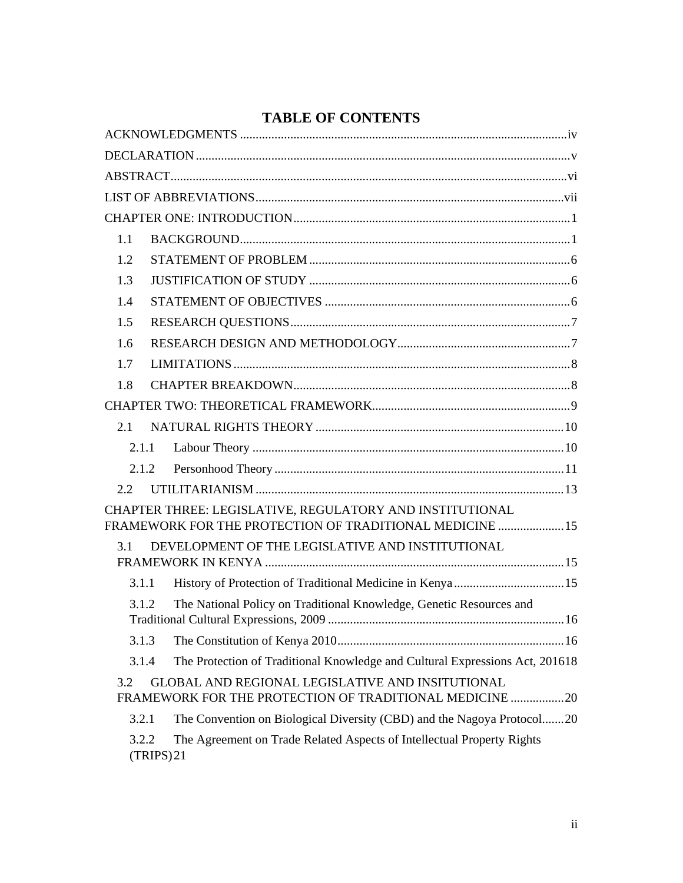# TABLE OF CONTENTS

ACKNOWLEDGMENTS ........................................................................................................iv

DECLARATION .....................................................................................................................v

ABSTRACT............................................................................................................................vi

LIST OF ABBREVIATIONS.................................................................................................vii

CHAPTER ONE: INTRODUCTION.......................................................................................1

1.1 BACKGROUND.......................................................................................................1

1.2 STATEMENT OF PROBLEM ...................................................................................6

1.3 JUSTIFICATION OF STUDY ...................................................................................6

1.4 STATEMENT OF OBJECTIVES ..............................................................................6

1.5 RESEARCH QUESTIONS........................................................................................7

1.6 RESEARCH DESIGN AND METHODOLOGY.......................................................7

1.7 LIMITATIONS ..........................................................................................................8

1.8 CHAPTER BREAKDOWN.......................................................................................8

CHAPTER TWO: THEORETICAL FRAMEWORK...............................................................9

2.1 NATURAL RIGHTS THEORY ...............................................................................10

2.1.1 Labour Theory ..................................................................................................10

2.1.2 Personhood Theory ...........................................................................................11

2.2 UTILITARIANISM ..................................................................................................13

CHAPTER THREE: LEGISLATIVE, REGULATORY AND INSTITUTIONAL FRAMEWORK FOR THE PROTECTION OF TRADITIONAL MEDICINE .....................15

3.1 DEVELOPMENT OF THE LEGISLATIVE AND INSTITUTIONAL FRAMEWORK IN KENYA ...............................................................................................15

3.1.1 History of Protection of Traditional Medicine in Kenya...................................15

3.1.2 The National Policy on Traditional Knowledge, Genetic Resources and Traditional Cultural Expressions, 2009 ..........................................................................16

3.1.3 The Constitution of Kenya 2010........................................................................16

3.1.4 The Protection of Traditional Knowledge and Cultural Expressions Act, 201618

3.2 GLOBAL AND REGIONAL LEGISLATIVE AND INSITUTIONAL FRAMEWORK FOR THE PROTECTION OF TRADITIONAL MEDICINE .................20

3.2.1 The Convention on Biological Diversity (CBD) and the Nagoya Protocol.......20

3.2.2 The Agreement on Trade Related Aspects of Intellectual Property Rights (TRIPS) 21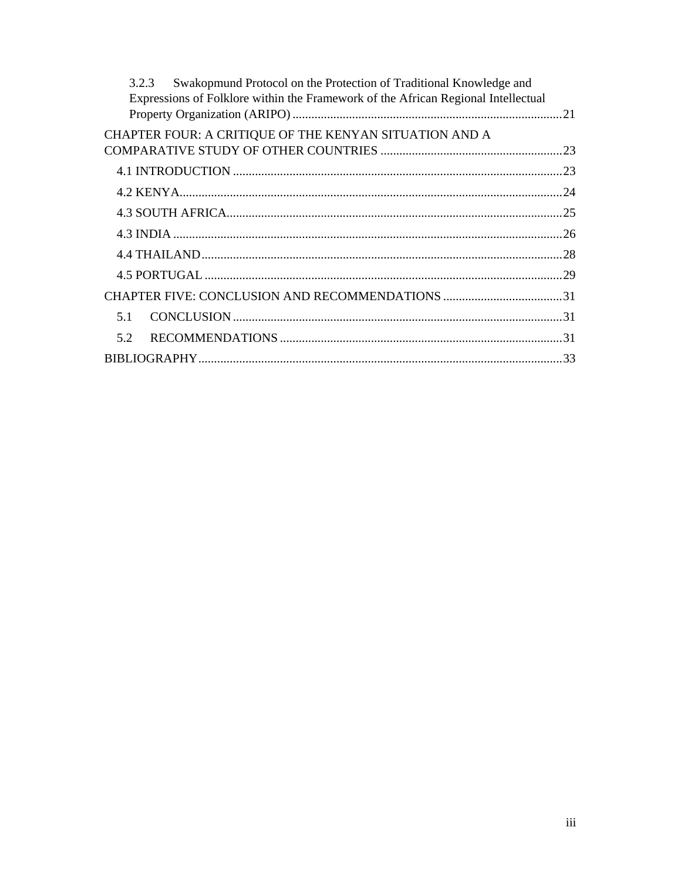3.2.3 Swakopmund Protocol on the Protection of Traditional Knowledge and Expressions of Folklore within the Framework of the African Regional Intellectual Property Organization (ARIPO) ..... 21

CHAPTER FOUR: A CRITIQUE OF THE KENYAN SITUATION AND A COMPARATIVE STUDY OF OTHER COUNTRIES ..... 23

4.1 INTRODUCTION ..... 23

4.2 KENYA ..... 24

4.3 SOUTH AFRICA ..... 25

4.3 INDIA ..... 26

4.4 THAILAND ..... 28

4.5 PORTUGAL ..... 29

CHAPTER FIVE: CONCLUSION AND RECOMMENDATIONS ..... 31

5.1 CONCLUSION ..... 31

5.2 RECOMMENDATIONS ..... 31

BIBLIOGRAPHY ..... 33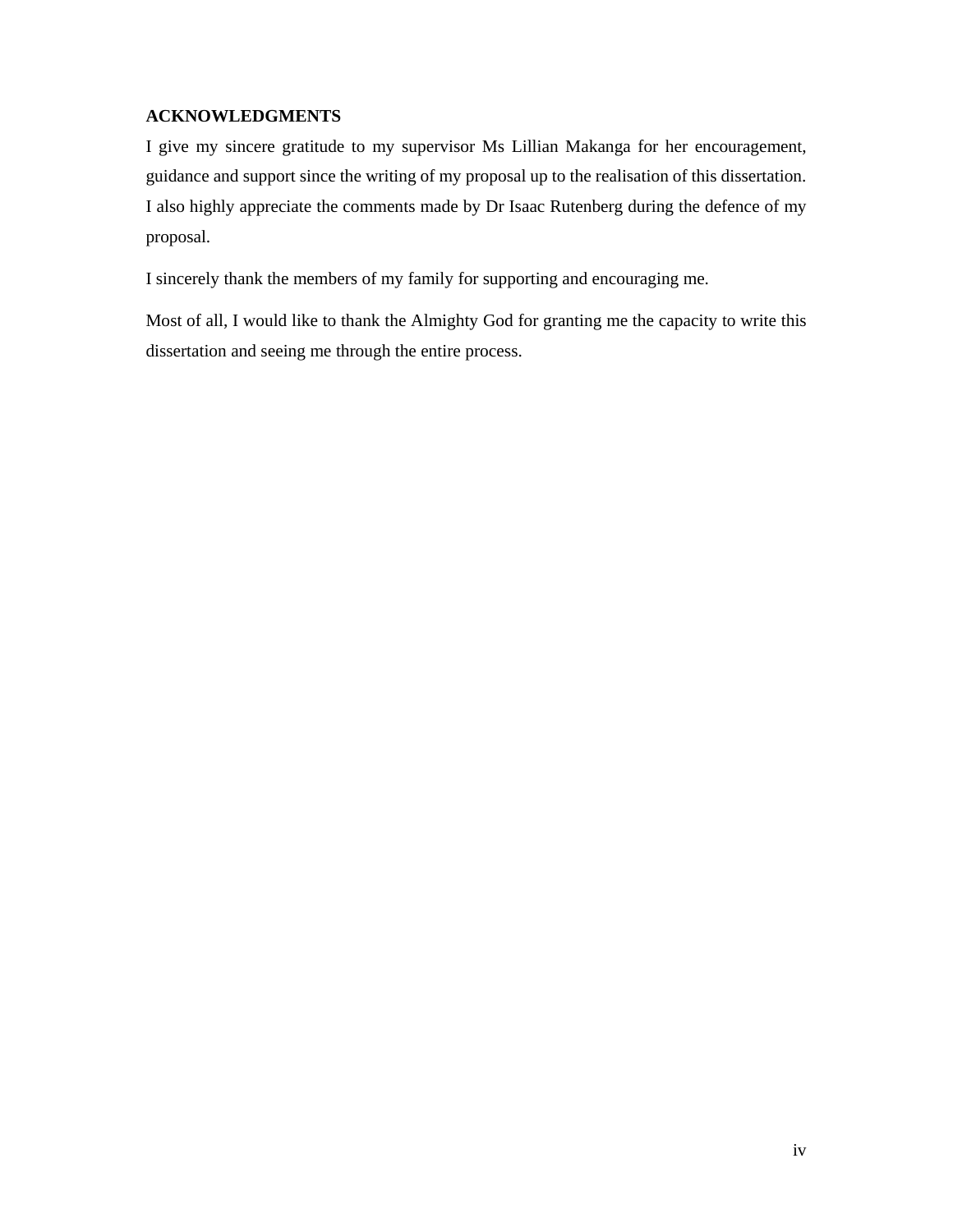## ACKNOWLEDGMENTS

I give my sincere gratitude to my supervisor Ms Lillian Makanga for her encouragement, guidance and support since the writing of my proposal up to the realisation of this dissertation. I also highly appreciate the comments made by Dr Isaac Rutenberg during the defence of my proposal.

I sincerely thank the members of my family for supporting and encouraging me.

Most of all, I would like to thank the Almighty God for granting me the capacity to write this dissertation and seeing me through the entire process.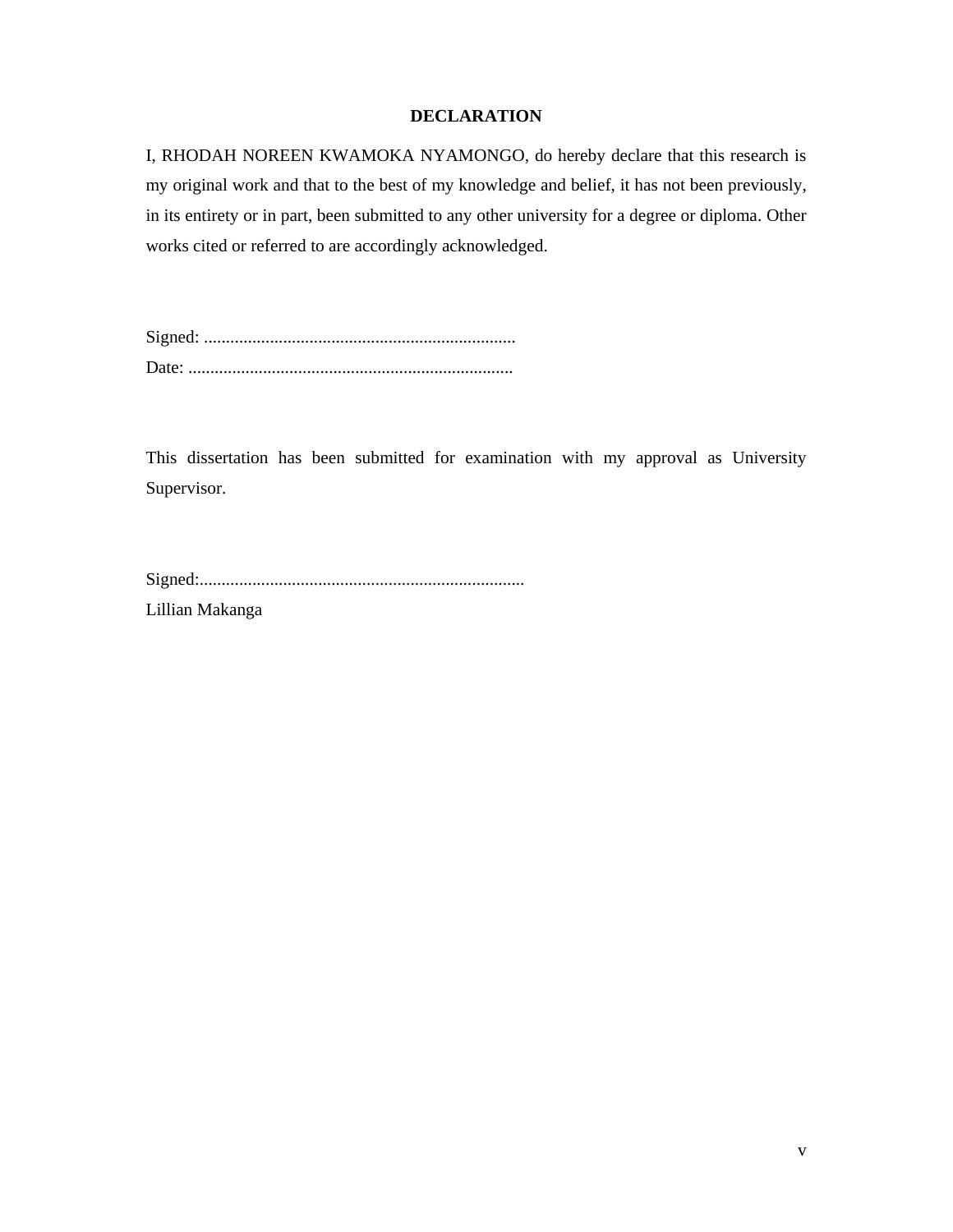# DECLARATION

I, RHODAH NOREEN KWAMOKA NYAMONGO, do hereby declare that this research is my original work and that to the best of my knowledge and belief, it has not been previously, in its entirety or in part, been submitted to any other university for a degree or diploma. Other works cited or referred to are accordingly acknowledged.

Signed: ........................................................................
Date: ..........................................................................

This dissertation has been submitted for examination with my approval as University Supervisor.

Signed:..........................................................................
Lillian Makanga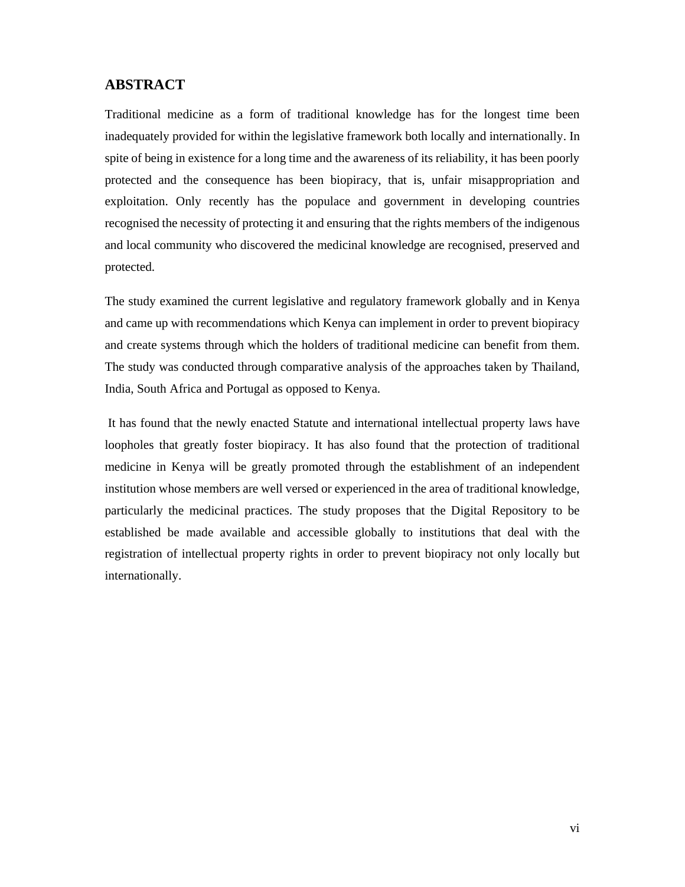## ABSTRACT

Traditional medicine as a form of traditional knowledge has for the longest time been inadequately provided for within the legislative framework both locally and internationally. In spite of being in existence for a long time and the awareness of its reliability, it has been poorly protected and the consequence has been biopiracy, that is, unfair misappropriation and exploitation. Only recently has the populace and government in developing countries recognised the necessity of protecting it and ensuring that the rights members of the indigenous and local community who discovered the medicinal knowledge are recognised, preserved and protected.

The study examined the current legislative and regulatory framework globally and in Kenya and came up with recommendations which Kenya can implement in order to prevent biopiracy and create systems through which the holders of traditional medicine can benefit from them. The study was conducted through comparative analysis of the approaches taken by Thailand, India, South Africa and Portugal as opposed to Kenya.

It has found that the newly enacted Statute and international intellectual property laws have loopholes that greatly foster biopiracy. It has also found that the protection of traditional medicine in Kenya will be greatly promoted through the establishment of an independent institution whose members are well versed or experienced in the area of traditional knowledge, particularly the medicinal practices. The study proposes that the Digital Repository to be established be made available and accessible globally to institutions that deal with the registration of intellectual property rights in order to prevent biopiracy not only locally but internationally.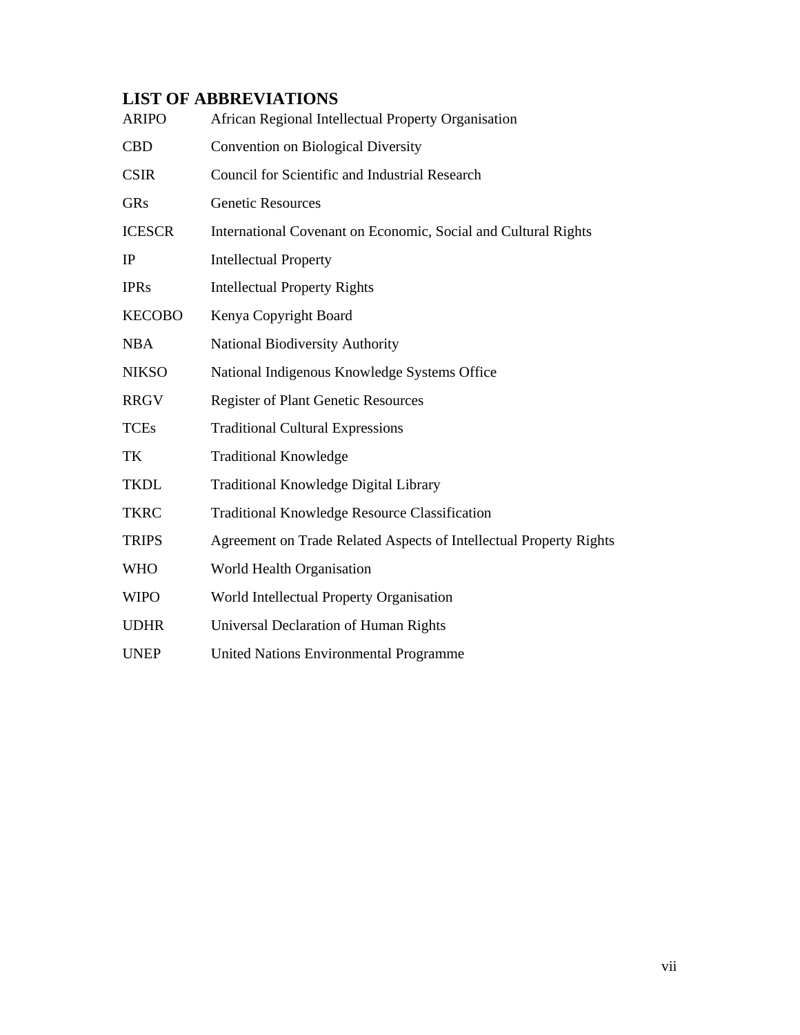## LIST OF ABBREVIATIONS

| | |
|---|---|
| ARIPO | African Regional Intellectual Property Organisation |
| CBD | Convention on Biological Diversity |
| CSIR | Council for Scientific and Industrial Research |
| GRs | Genetic Resources |
| ICESCR | International Covenant on Economic, Social and Cultural Rights |
| IP | Intellectual Property |
| IPRs | Intellectual Property Rights |
| KECOBO | Kenya Copyright Board |
| NBA | National Biodiversity Authority |
| NIKSO | National Indigenous Knowledge Systems Office |
| RRGV | Register of Plant Genetic Resources |
| TCEs | Traditional Cultural Expressions |
| TK | Traditional Knowledge |
| TKDL | Traditional Knowledge Digital Library |
| TKRC | Traditional Knowledge Resource Classification |
| TRIPS | Agreement on Trade Related Aspects of Intellectual Property Rights |
| WHO | World Health Organisation |
| WIPO | World Intellectual Property Organisation |
| UDHR | Universal Declaration of Human Rights |
| UNEP | United Nations Environmental Programme |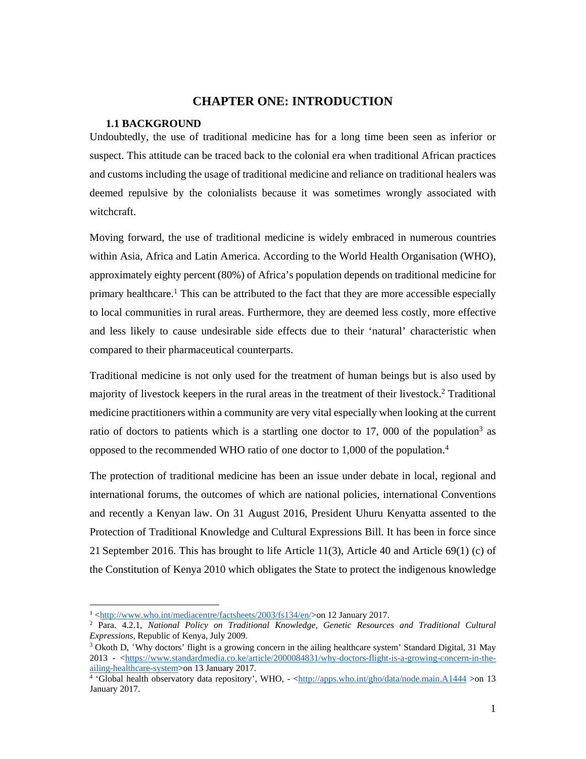# CHAPTER ONE: INTRODUCTION

## 1.1 BACKGROUND

Undoubtedly, the use of traditional medicine has for a long time been seen as inferior or suspect. This attitude can be traced back to the colonial era when traditional African practices and customs including the usage of traditional medicine and reliance on traditional healers was deemed repulsive by the colonialists because it was sometimes wrongly associated with witchcraft.

Moving forward, the use of traditional medicine is widely embraced in numerous countries within Asia, Africa and Latin America. According to the World Health Organisation (WHO), approximately eighty percent (80%) of Africa's population depends on traditional medicine for primary healthcare.[1] This can be attributed to the fact that they are more accessible especially to local communities in rural areas. Furthermore, they are deemed less costly, more effective and less likely to cause undesirable side effects due to their 'natural' characteristic when compared to their pharmaceutical counterparts.

Traditional medicine is not only used for the treatment of human beings but is also used by majority of livestock keepers in the rural areas in the treatment of their livestock.[2] Traditional medicine practitioners within a community are very vital especially when looking at the current ratio of doctors to patients which is a startling one doctor to 17, 000 of the population[3] as opposed to the recommended WHO ratio of one doctor to 1,000 of the population.[4]

The protection of traditional medicine has been an issue under debate in local, regional and international forums, the outcomes of which are national policies, international Conventions and recently a Kenyan law. On 31 August 2016, President Uhuru Kenyatta assented to the Protection of Traditional Knowledge and Cultural Expressions Bill. It has been in force since 21 September 2016. This has brought to life Article 11(3), Article 40 and Article 69(1) (c) of the Constitution of Kenya 2010 which obligates the State to protect the indigenous knowledge

---

[1] <http://www.who.int/mediacentre/factsheets/2003/fs134/en/>on 12 January 2017.

[2] Para. 4.2.1, *National Policy on Traditional Knowledge, Genetic Resources and Traditional Cultural Expressions*, Republic of Kenya, July 2009.

[3] Okoth D, 'Why doctors' flight is a growing concern in the ailing healthcare system' Standard Digital, 31 May 2013 - <https://www.standardmedia.co.ke/article/2000084831/why-doctors-flight-is-a-growing-concern-in-the-ailing-healthcare-system>on 13 January 2017.

[4] 'Global health observatory data repository', WHO, - <http://apps.who.int/gho/data/node.main.A1444 >on 13 January 2017.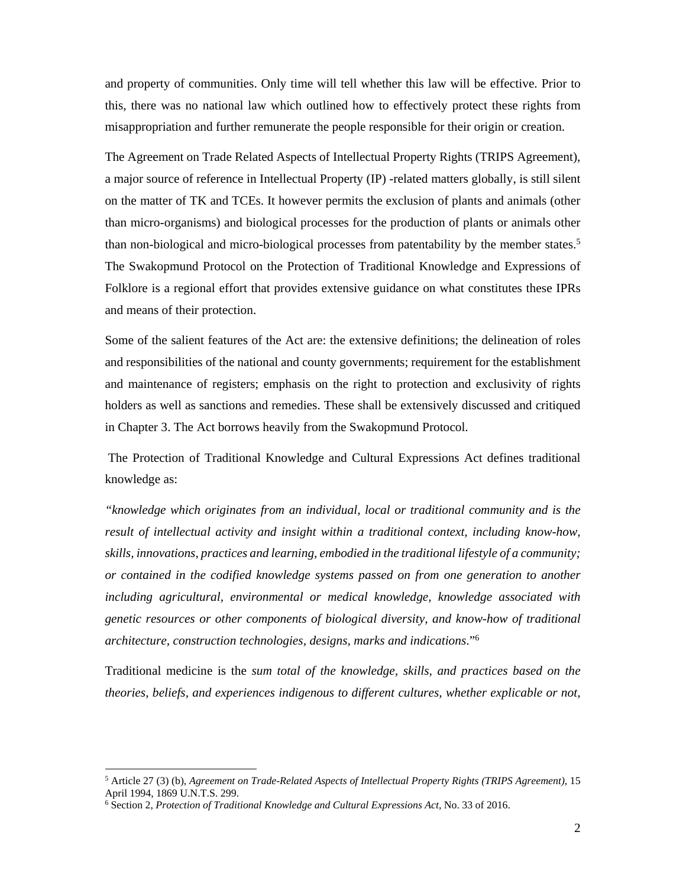and property of communities. Only time will tell whether this law will be effective. Prior to this, there was no national law which outlined how to effectively protect these rights from misappropriation and further remunerate the people responsible for their origin or creation.

The Agreement on Trade Related Aspects of Intellectual Property Rights (TRIPS Agreement), a major source of reference in Intellectual Property (IP) -related matters globally, is still silent on the matter of TK and TCEs. It however permits the exclusion of plants and animals (other than micro-organisms) and biological processes for the production of plants or animals other than non-biological and micro-biological processes from patentability by the member states.[5] The Swakopmund Protocol on the Protection of Traditional Knowledge and Expressions of Folklore is a regional effort that provides extensive guidance on what constitutes these IPRs and means of their protection.

Some of the salient features of the Act are: the extensive definitions; the delineation of roles and responsibilities of the national and county governments; requirement for the establishment and maintenance of registers; emphasis on the right to protection and exclusivity of rights holders as well as sanctions and remedies. These shall be extensively discussed and critiqued in Chapter 3. The Act borrows heavily from the Swakopmund Protocol.

The Protection of Traditional Knowledge and Cultural Expressions Act defines traditional knowledge as:

*"knowledge which originates from an individual, local or traditional community and is the result of intellectual activity and insight within a traditional context, including know-how, skills, innovations, practices and learning, embodied in the traditional lifestyle of a community; or contained in the codified knowledge systems passed on from one generation to another including agricultural, environmental or medical knowledge, knowledge associated with genetic resources or other components of biological diversity, and know-how of traditional architecture, construction technologies, designs, marks and indications*."[6]

Traditional medicine is the *sum total of the knowledge, skills, and practices based on the theories, beliefs, and experiences indigenous to different cultures, whether explicable or not,*

---

[5] Article 27 (3) (b), *Agreement on Trade-Related Aspects of Intellectual Property Rights (TRIPS Agreement)*, 15 April 1994, 1869 U.N.T.S. 299.

[6] Section 2, *Protection of Traditional Knowledge and Cultural Expressions Act*, No. 33 of 2016.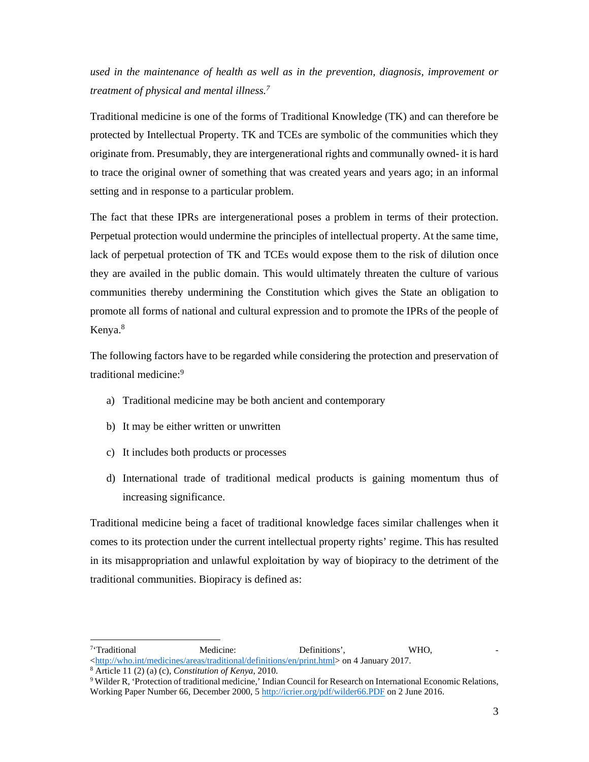*used in the maintenance of health as well as in the prevention, diagnosis, improvement or treatment of physical and mental illness.*[7]

Traditional medicine is one of the forms of Traditional Knowledge (TK) and can therefore be protected by Intellectual Property. TK and TCEs are symbolic of the communities which they originate from. Presumably, they are intergenerational rights and communally owned- it is hard to trace the original owner of something that was created years and years ago; in an informal setting and in response to a particular problem.

The fact that these IPRs are intergenerational poses a problem in terms of their protection. Perpetual protection would undermine the principles of intellectual property. At the same time, lack of perpetual protection of TK and TCEs would expose them to the risk of dilution once they are availed in the public domain. This would ultimately threaten the culture of various communities thereby undermining the Constitution which gives the State an obligation to promote all forms of national and cultural expression and to promote the IPRs of the people of Kenya.[8]

The following factors have to be regarded while considering the protection and preservation of traditional medicine:[9]

a) Traditional medicine may be both ancient and contemporary

b) It may be either written or unwritten

c) It includes both products or processes

d) International trade of traditional medical products is gaining momentum thus of increasing significance.

Traditional medicine being a facet of traditional knowledge faces similar challenges when it comes to its protection under the current intellectual property rights' regime. This has resulted in its misappropriation and unlawful exploitation by way of biopiracy to the detriment of the traditional communities. Biopiracy is defined as:

---

[7] 'Traditional Medicine: Definitions', WHO, -<http://who.int/medicines/areas/traditional/definitions/en/print.html> on 4 January 2017.

[8] Article 11 (2) (a) (c), *Constitution of Kenya*, 2010.

[9] Wilder R, 'Protection of traditional medicine,' Indian Council for Research on International Economic Relations, Working Paper Number 66, December 2000, 5 http://icrier.org/pdf/wilder66.PDF on 2 June 2016.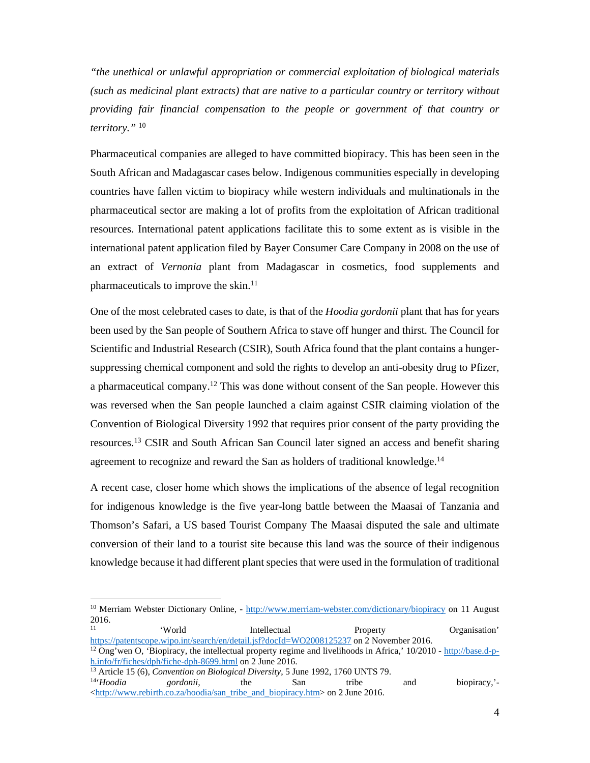*"the unethical or unlawful appropriation or commercial exploitation of biological materials (such as medicinal plant extracts) that are native to a particular country or territory without providing fair financial compensation to the people or government of that country or territory."* [10]

Pharmaceutical companies are alleged to have committed biopiracy. This has been seen in the South African and Madagascar cases below. Indigenous communities especially in developing countries have fallen victim to biopiracy while western individuals and multinationals in the pharmaceutical sector are making a lot of profits from the exploitation of African traditional resources. International patent applications facilitate this to some extent as is visible in the international patent application filed by Bayer Consumer Care Company in 2008 on the use of an extract of *Vernonia* plant from Madagascar in cosmetics, food supplements and pharmaceuticals to improve the skin.[11]

One of the most celebrated cases to date, is that of the *Hoodia gordonii* plant that has for years been used by the San people of Southern Africa to stave off hunger and thirst. The Council for Scientific and Industrial Research (CSIR), South Africa found that the plant contains a hunger-suppressing chemical component and sold the rights to develop an anti-obesity drug to Pfizer, a pharmaceutical company.[12] This was done without consent of the San people. However this was reversed when the San people launched a claim against CSIR claiming violation of the Convention of Biological Diversity 1992 that requires prior consent of the party providing the resources.[13] CSIR and South African San Council later signed an access and benefit sharing agreement to recognize and reward the San as holders of traditional knowledge.[14]

A recent case, closer home which shows the implications of the absence of legal recognition for indigenous knowledge is the five year-long battle between the Maasai of Tanzania and Thomson's Safari, a US based Tourist Company The Maasai disputed the sale and ultimate conversion of their land to a tourist site because this land was the source of their indigenous knowledge because it had different plant species that were used in the formulation of traditional

---

[10] Merriam Webster Dictionary Online, - http://www.merriam-webster.com/dictionary/biopiracy on 11 August 2016.

[11] 'World Intellectual Property Organisation' https://patentscope.wipo.int/search/en/detail.jsf?docId=WO2008125237 on 2 November 2016.

[12] Ong'wen O, 'Biopiracy, the intellectual property regime and livelihoods in Africa,' 10/2010 - http://base.d-p-h.info/fr/fiches/dph/fiche-dph-8699.html on 2 June 2016.

[13] Article 15 (6), *Convention on Biological Diversity*, 5 June 1992, 1760 UNTS 79.

[14] '*Hoodia gordonii*, the San tribe and biopiracy,'- <http://www.rebirth.co.za/hoodia/san_tribe_and_biopiracy.htm> on 2 June 2016.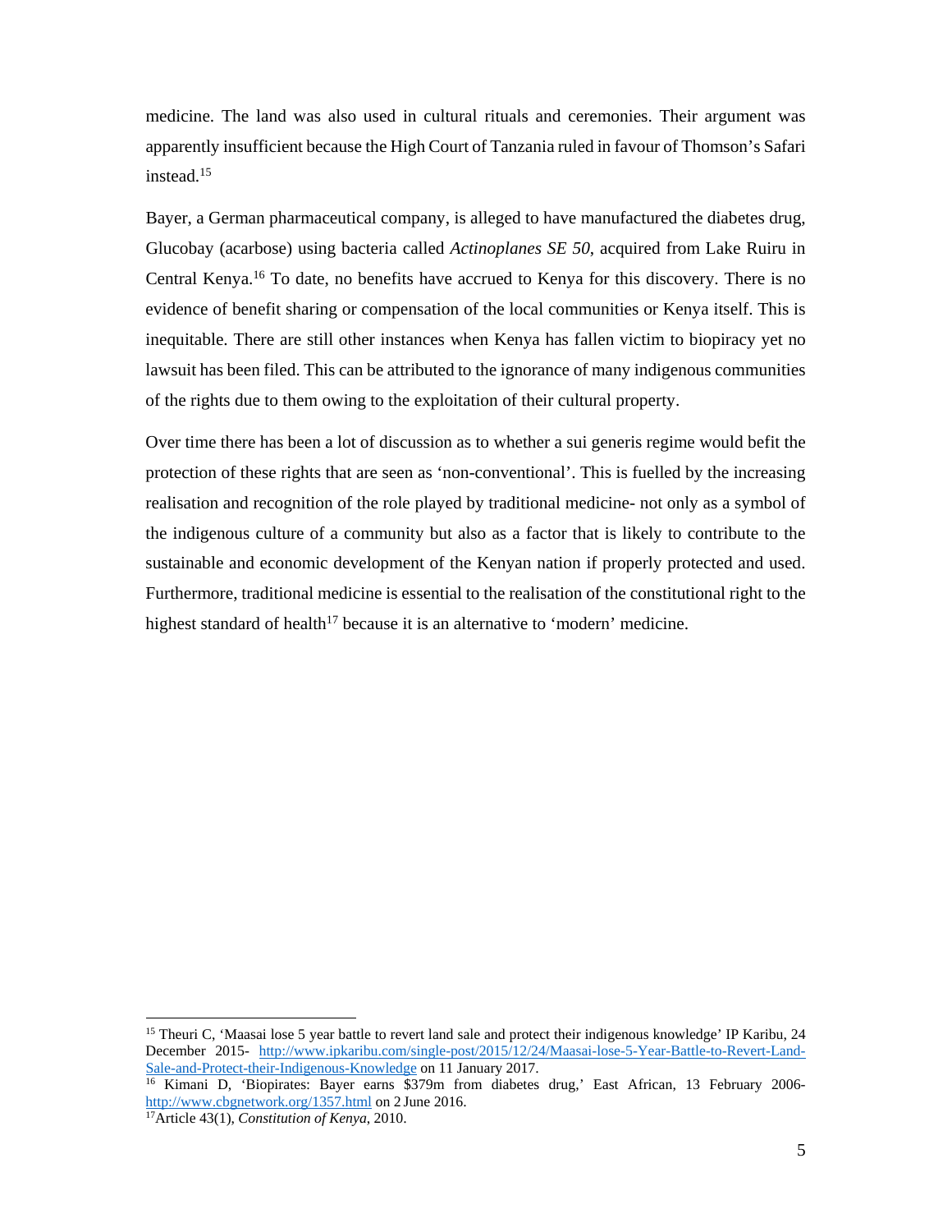medicine. The land was also used in cultural rituals and ceremonies. Their argument was apparently insufficient because the High Court of Tanzania ruled in favour of Thomson's Safari instead.[15]

Bayer, a German pharmaceutical company, is alleged to have manufactured the diabetes drug, Glucobay (acarbose) using bacteria called *Actinoplanes SE 50*, acquired from Lake Ruiru in Central Kenya.[16] To date, no benefits have accrued to Kenya for this discovery. There is no evidence of benefit sharing or compensation of the local communities or Kenya itself. This is inequitable. There are still other instances when Kenya has fallen victim to biopiracy yet no lawsuit has been filed. This can be attributed to the ignorance of many indigenous communities of the rights due to them owing to the exploitation of their cultural property.

Over time there has been a lot of discussion as to whether a sui generis regime would befit the protection of these rights that are seen as 'non-conventional'. This is fuelled by the increasing realisation and recognition of the role played by traditional medicine- not only as a symbol of the indigenous culture of a community but also as a factor that is likely to contribute to the sustainable and economic development of the Kenyan nation if properly protected and used. Furthermore, traditional medicine is essential to the realisation of the constitutional right to the highest standard of health[17] because it is an alternative to 'modern' medicine.

---

[15] Theuri C, 'Maasai lose 5 year battle to revert land sale and protect their indigenous knowledge' IP Karibu, 24 December 2015- http://www.ipkaribu.com/single-post/2015/12/24/Maasai-lose-5-Year-Battle-to-Revert-Land-Sale-and-Protect-their-Indigenous-Knowledge on 11 January 2017.

[16] Kimani D, 'Biopirates: Bayer earns $379m from diabetes drug,' East African, 13 February 2006- http://www.cbgnetwork.org/1357.html on 2 June 2016.

[17] Article 43(1), *Constitution of Kenya*, 2010.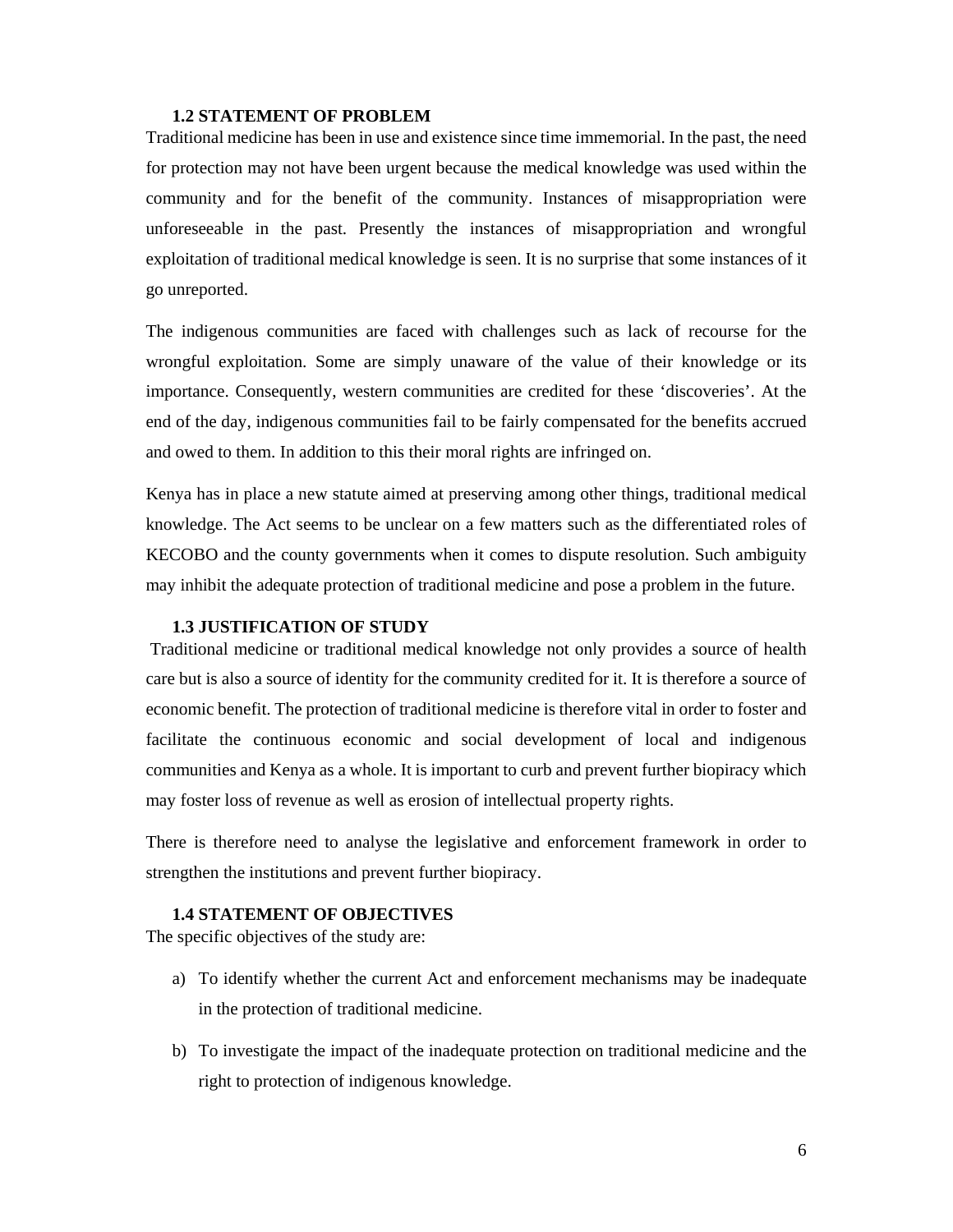## 1.2 STATEMENT OF PROBLEM

Traditional medicine has been in use and existence since time immemorial. In the past, the need for protection may not have been urgent because the medical knowledge was used within the community and for the benefit of the community. Instances of misappropriation were unforeseeable in the past. Presently the instances of misappropriation and wrongful exploitation of traditional medical knowledge is seen. It is no surprise that some instances of it go unreported.

The indigenous communities are faced with challenges such as lack of recourse for the wrongful exploitation. Some are simply unaware of the value of their knowledge or its importance. Consequently, western communities are credited for these 'discoveries'. At the end of the day, indigenous communities fail to be fairly compensated for the benefits accrued and owed to them. In addition to this their moral rights are infringed on.

Kenya has in place a new statute aimed at preserving among other things, traditional medical knowledge. The Act seems to be unclear on a few matters such as the differentiated roles of KECOBO and the county governments when it comes to dispute resolution. Such ambiguity may inhibit the adequate protection of traditional medicine and pose a problem in the future.

## 1.3 JUSTIFICATION OF STUDY

Traditional medicine or traditional medical knowledge not only provides a source of health care but is also a source of identity for the community credited for it. It is therefore a source of economic benefit. The protection of traditional medicine is therefore vital in order to foster and facilitate the continuous economic and social development of local and indigenous communities and Kenya as a whole. It is important to curb and prevent further biopiracy which may foster loss of revenue as well as erosion of intellectual property rights.

There is therefore need to analyse the legislative and enforcement framework in order to strengthen the institutions and prevent further biopiracy.

## 1.4 STATEMENT OF OBJECTIVES

The specific objectives of the study are:

a) To identify whether the current Act and enforcement mechanisms may be inadequate in the protection of traditional medicine.

b) To investigate the impact of the inadequate protection on traditional medicine and the right to protection of indigenous knowledge.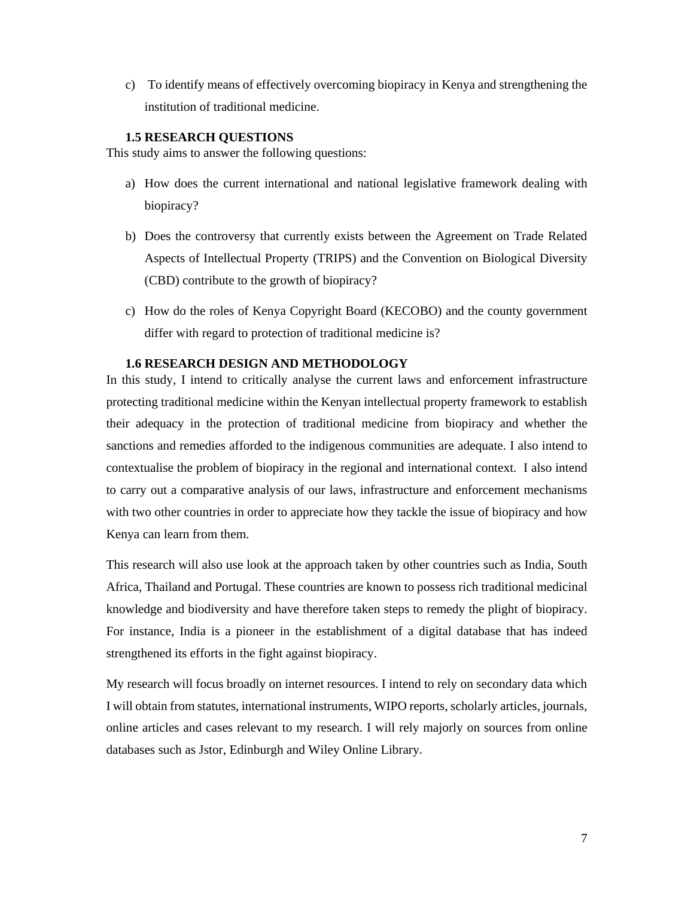c) To identify means of effectively overcoming biopiracy in Kenya and strengthening the institution of traditional medicine.

### 1.5 RESEARCH QUESTIONS

This study aims to answer the following questions:

a) How does the current international and national legislative framework dealing with biopiracy?

b) Does the controversy that currently exists between the Agreement on Trade Related Aspects of Intellectual Property (TRIPS) and the Convention on Biological Diversity (CBD) contribute to the growth of biopiracy?

c) How do the roles of Kenya Copyright Board (KECOBO) and the county government differ with regard to protection of traditional medicine is?

### 1.6 RESEARCH DESIGN AND METHODOLOGY

In this study, I intend to critically analyse the current laws and enforcement infrastructure protecting traditional medicine within the Kenyan intellectual property framework to establish their adequacy in the protection of traditional medicine from biopiracy and whether the sanctions and remedies afforded to the indigenous communities are adequate. I also intend to contextualise the problem of biopiracy in the regional and international context. I also intend to carry out a comparative analysis of our laws, infrastructure and enforcement mechanisms with two other countries in order to appreciate how they tackle the issue of biopiracy and how Kenya can learn from them.

This research will also use look at the approach taken by other countries such as India, South Africa, Thailand and Portugal. These countries are known to possess rich traditional medicinal knowledge and biodiversity and have therefore taken steps to remedy the plight of biopiracy. For instance, India is a pioneer in the establishment of a digital database that has indeed strengthened its efforts in the fight against biopiracy.

My research will focus broadly on internet resources. I intend to rely on secondary data which I will obtain from statutes, international instruments, WIPO reports, scholarly articles, journals, online articles and cases relevant to my research. I will rely majorly on sources from online databases such as Jstor, Edinburgh and Wiley Online Library.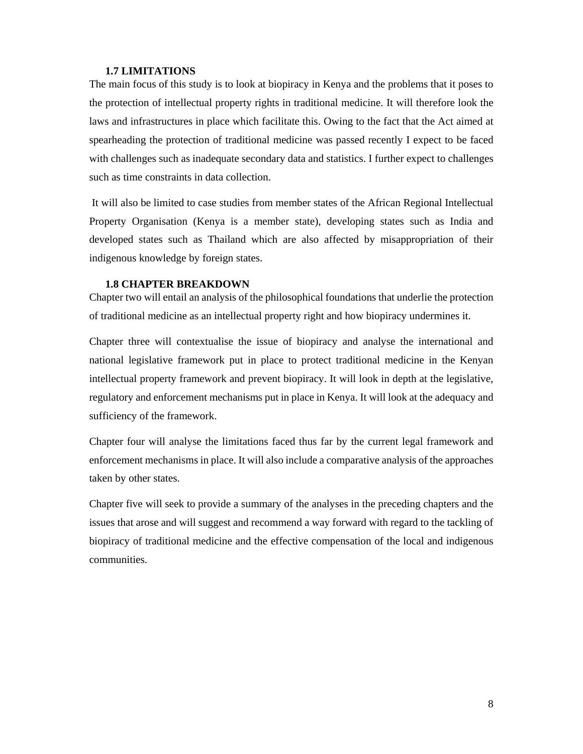### 1.7 LIMITATIONS

The main focus of this study is to look at biopiracy in Kenya and the problems that it poses to the protection of intellectual property rights in traditional medicine. It will therefore look the laws and infrastructures in place which facilitate this. Owing to the fact that the Act aimed at spearheading the protection of traditional medicine was passed recently I expect to be faced with challenges such as inadequate secondary data and statistics. I further expect to challenges such as time constraints in data collection.

It will also be limited to case studies from member states of the African Regional Intellectual Property Organisation (Kenya is a member state), developing states such as India and developed states such as Thailand which are also affected by misappropriation of their indigenous knowledge by foreign states.

### 1.8 CHAPTER BREAKDOWN

Chapter two will entail an analysis of the philosophical foundations that underlie the protection of traditional medicine as an intellectual property right and how biopiracy undermines it.

Chapter three will contextualise the issue of biopiracy and analyse the international and national legislative framework put in place to protect traditional medicine in the Kenyan intellectual property framework and prevent biopiracy. It will look in depth at the legislative, regulatory and enforcement mechanisms put in place in Kenya. It will look at the adequacy and sufficiency of the framework.

Chapter four will analyse the limitations faced thus far by the current legal framework and enforcement mechanisms in place. It will also include a comparative analysis of the approaches taken by other states.

Chapter five will seek to provide a summary of the analyses in the preceding chapters and the issues that arose and will suggest and recommend a way forward with regard to the tackling of biopiracy of traditional medicine and the effective compensation of the local and indigenous communities.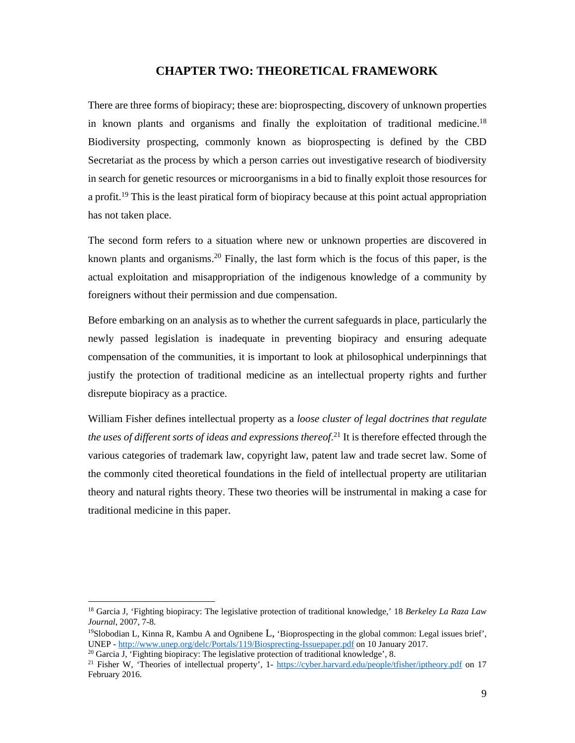# CHAPTER TWO: THEORETICAL FRAMEWORK

There are three forms of biopiracy; these are: bioprospecting, discovery of unknown properties in known plants and organisms and finally the exploitation of traditional medicine.[18] Biodiversity prospecting, commonly known as bioprospecting is defined by the CBD Secretariat as the process by which a person carries out investigative research of biodiversity in search for genetic resources or microorganisms in a bid to finally exploit those resources for a profit.[19] This is the least piratical form of biopiracy because at this point actual appropriation has not taken place.

The second form refers to a situation where new or unknown properties are discovered in known plants and organisms.[20] Finally, the last form which is the focus of this paper, is the actual exploitation and misappropriation of the indigenous knowledge of a community by foreigners without their permission and due compensation.

Before embarking on an analysis as to whether the current safeguards in place, particularly the newly passed legislation is inadequate in preventing biopiracy and ensuring adequate compensation of the communities, it is important to look at philosophical underpinnings that justify the protection of traditional medicine as an intellectual property rights and further disrepute biopiracy as a practice.

William Fisher defines intellectual property as a *loose cluster of legal doctrines that regulate the uses of different sorts of ideas and expressions thereof*.[21] It is therefore effected through the various categories of trademark law, copyright law, patent law and trade secret law. Some of the commonly cited theoretical foundations in the field of intellectual property are utilitarian theory and natural rights theory. These two theories will be instrumental in making a case for traditional medicine in this paper.

---

[18] Garcia J, 'Fighting biopiracy: The legislative protection of traditional knowledge,' 18 *Berkeley La Raza Law Journal*, 2007, 7-8.

[19] Slobodian L, Kinna R, Kambu A and Ognibene L, 'Bioprospecting in the global common: Legal issues brief', UNEP - http://www.unep.org/delc/Portals/119/Biosprecting-Issuepaper.pdf on 10 January 2017.

[20] Garcia J, 'Fighting biopiracy: The legislative protection of traditional knowledge', 8.

[21] Fisher W, 'Theories of intellectual property', 1- https://cyber.harvard.edu/people/tfisher/iptheory.pdf on 17 February 2016.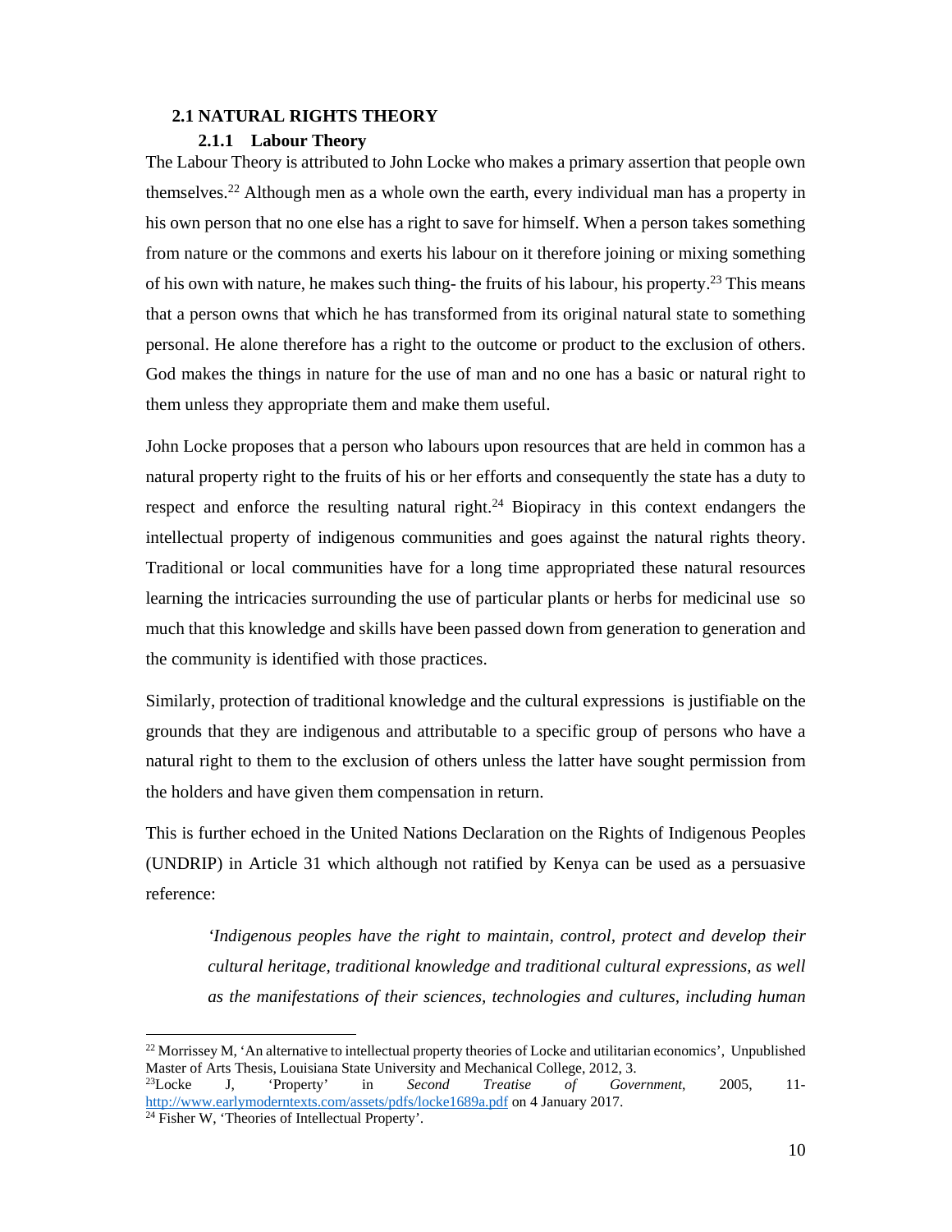## 2.1 NATURAL RIGHTS THEORY

### 2.1.1 Labour Theory

The Labour Theory is attributed to John Locke who makes a primary assertion that people own themselves.[22] Although men as a whole own the earth, every individual man has a property in his own person that no one else has a right to save for himself. When a person takes something from nature or the commons and exerts his labour on it therefore joining or mixing something of his own with nature, he makes such thing- the fruits of his labour, his property.[23] This means that a person owns that which he has transformed from its original natural state to something personal. He alone therefore has a right to the outcome or product to the exclusion of others. God makes the things in nature for the use of man and no one has a basic or natural right to them unless they appropriate them and make them useful.

John Locke proposes that a person who labours upon resources that are held in common has a natural property right to the fruits of his or her efforts and consequently the state has a duty to respect and enforce the resulting natural right.[24] Biopiracy in this context endangers the intellectual property of indigenous communities and goes against the natural rights theory. Traditional or local communities have for a long time appropriated these natural resources learning the intricacies surrounding the use of particular plants or herbs for medicinal use so much that this knowledge and skills have been passed down from generation to generation and the community is identified with those practices.

Similarly, protection of traditional knowledge and the cultural expressions is justifiable on the grounds that they are indigenous and attributable to a specific group of persons who have a natural right to them to the exclusion of others unless the latter have sought permission from the holders and have given them compensation in return.

This is further echoed in the United Nations Declaration on the Rights of Indigenous Peoples (UNDRIP) in Article 31 which although not ratified by Kenya can be used as a persuasive reference:

> *'Indigenous peoples have the right to maintain, control, protect and develop their cultural heritage, traditional knowledge and traditional cultural expressions, as well as the manifestations of their sciences, technologies and cultures, including human*

---

[22] Morrissey M, 'An alternative to intellectual property theories of Locke and utilitarian economics', Unpublished Master of Arts Thesis, Louisiana State University and Mechanical College, 2012, 3.

[23] Locke J, 'Property' in *Second Treatise of Government*, 2005, 11- http://www.earlymoderntexts.com/assets/pdfs/locke1689a.pdf on 4 January 2017.

[24] Fisher W, 'Theories of Intellectual Property'.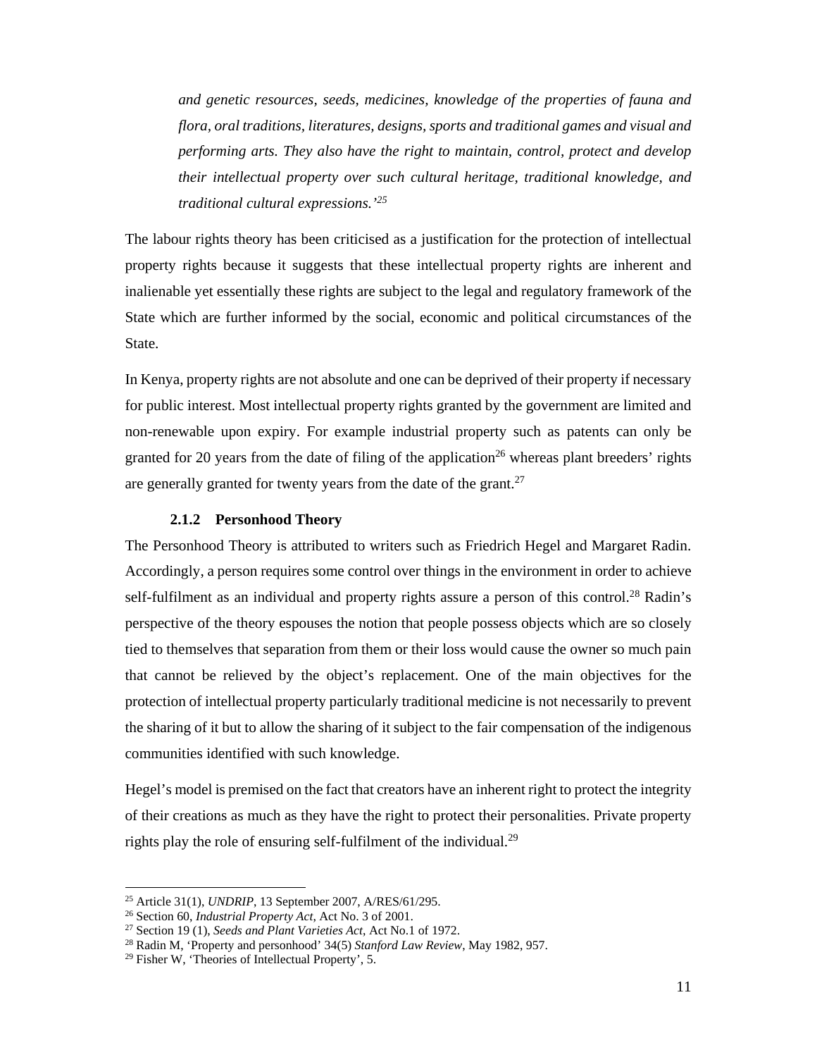*and genetic resources, seeds, medicines, knowledge of the properties of fauna and flora, oral traditions, literatures, designs, sports and traditional games and visual and performing arts. They also have the right to maintain, control, protect and develop their intellectual property over such cultural heritage, traditional knowledge, and traditional cultural expressions.'*[25]

The labour rights theory has been criticised as a justification for the protection of intellectual property rights because it suggests that these intellectual property rights are inherent and inalienable yet essentially these rights are subject to the legal and regulatory framework of the State which are further informed by the social, economic and political circumstances of the State.

In Kenya, property rights are not absolute and one can be deprived of their property if necessary for public interest. Most intellectual property rights granted by the government are limited and non-renewable upon expiry. For example industrial property such as patents can only be granted for 20 years from the date of filing of the application[26] whereas plant breeders' rights are generally granted for twenty years from the date of the grant.[27]

### 2.1.2 Personhood Theory

The Personhood Theory is attributed to writers such as Friedrich Hegel and Margaret Radin. Accordingly, a person requires some control over things in the environment in order to achieve self-fulfilment as an individual and property rights assure a person of this control.[28] Radin's perspective of the theory espouses the notion that people possess objects which are so closely tied to themselves that separation from them or their loss would cause the owner so much pain that cannot be relieved by the object's replacement. One of the main objectives for the protection of intellectual property particularly traditional medicine is not necessarily to prevent the sharing of it but to allow the sharing of it subject to the fair compensation of the indigenous communities identified with such knowledge.

Hegel's model is premised on the fact that creators have an inherent right to protect the integrity of their creations as much as they have the right to protect their personalities. Private property rights play the role of ensuring self-fulfilment of the individual.[29]

---

[25] Article 31(1), *UNDRIP*, 13 September 2007, A/RES/61/295.

[26] Section 60, *Industrial Property Act*, Act No. 3 of 2001.

[27] Section 19 (1), *Seeds and Plant Varieties Act*, Act No.1 of 1972.

[28] Radin M, 'Property and personhood' 34(5) *Stanford Law Review*, May 1982, 957.

[29] Fisher W, 'Theories of Intellectual Property', 5.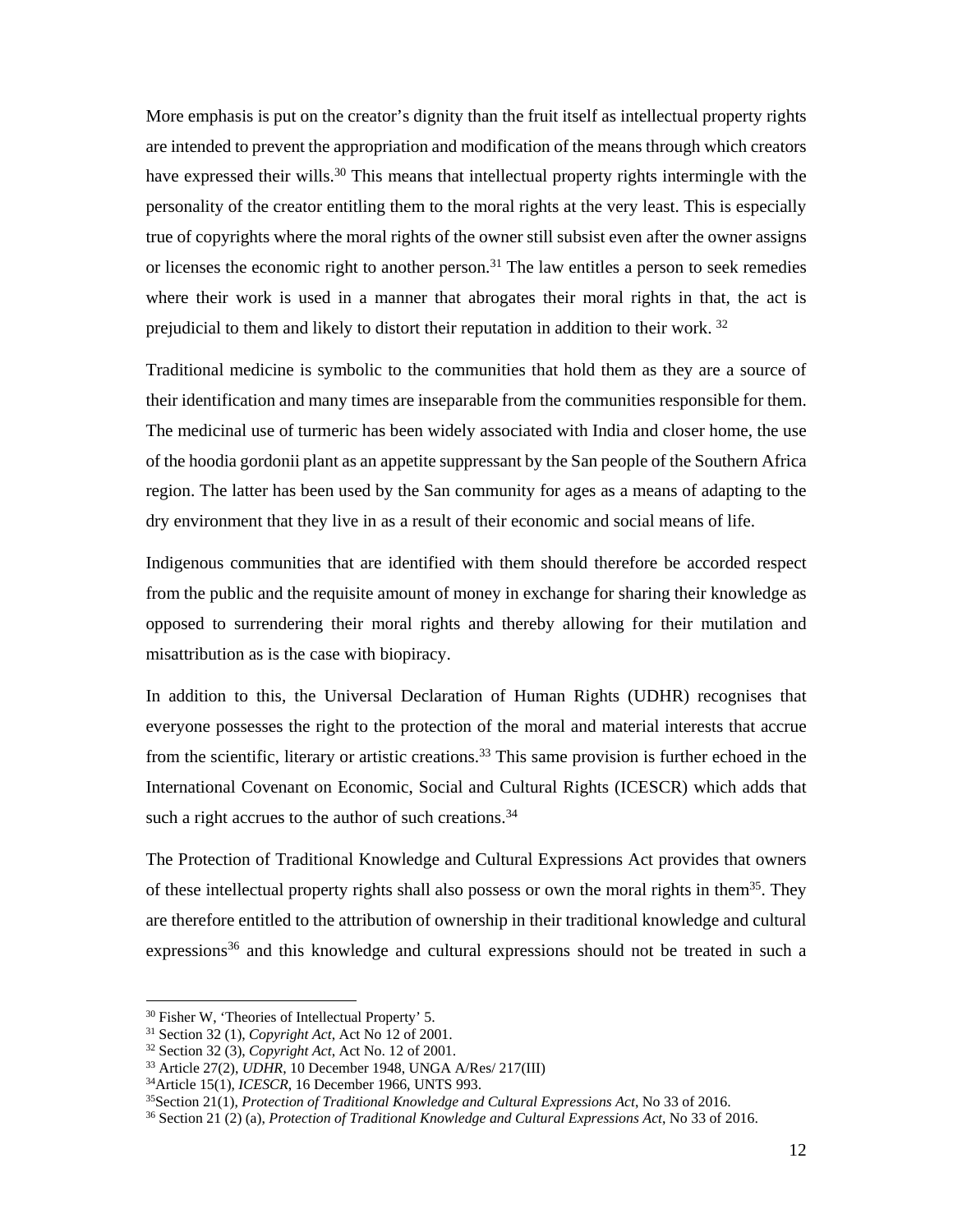More emphasis is put on the creator's dignity than the fruit itself as intellectual property rights are intended to prevent the appropriation and modification of the means through which creators have expressed their wills.[30] This means that intellectual property rights intermingle with the personality of the creator entitling them to the moral rights at the very least. This is especially true of copyrights where the moral rights of the owner still subsist even after the owner assigns or licenses the economic right to another person.[31] The law entitles a person to seek remedies where their work is used in a manner that abrogates their moral rights in that, the act is prejudicial to them and likely to distort their reputation in addition to their work. [32]

Traditional medicine is symbolic to the communities that hold them as they are a source of their identification and many times are inseparable from the communities responsible for them. The medicinal use of turmeric has been widely associated with India and closer home, the use of the hoodia gordonii plant as an appetite suppressant by the San people of the Southern Africa region. The latter has been used by the San community for ages as a means of adapting to the dry environment that they live in as a result of their economic and social means of life.

Indigenous communities that are identified with them should therefore be accorded respect from the public and the requisite amount of money in exchange for sharing their knowledge as opposed to surrendering their moral rights and thereby allowing for their mutilation and misattribution as is the case with biopiracy.

In addition to this, the Universal Declaration of Human Rights (UDHR) recognises that everyone possesses the right to the protection of the moral and material interests that accrue from the scientific, literary or artistic creations.[33] This same provision is further echoed in the International Covenant on Economic, Social and Cultural Rights (ICESCR) which adds that such a right accrues to the author of such creations.[34]

The Protection of Traditional Knowledge and Cultural Expressions Act provides that owners of these intellectual property rights shall also possess or own the moral rights in them[35]. They are therefore entitled to the attribution of ownership in their traditional knowledge and cultural expressions[36] and this knowledge and cultural expressions should not be treated in such a

---

[30] Fisher W, 'Theories of Intellectual Property' 5.

[31] Section 32 (1), *Copyright Act*, Act No 12 of 2001.

[32] Section 32 (3), *Copyright Act*, Act No. 12 of 2001.

[33] Article 27(2), *UDHR*, 10 December 1948, UNGA A/Res/ 217(III)

[34] Article 15(1), *ICESCR*, 16 December 1966, UNTS 993.

[35] Section 21(1), *Protection of Traditional Knowledge and Cultural Expressions Act*, No 33 of 2016.

[36] Section 21 (2) (a), *Protection of Traditional Knowledge and Cultural Expressions Act*, No 33 of 2016.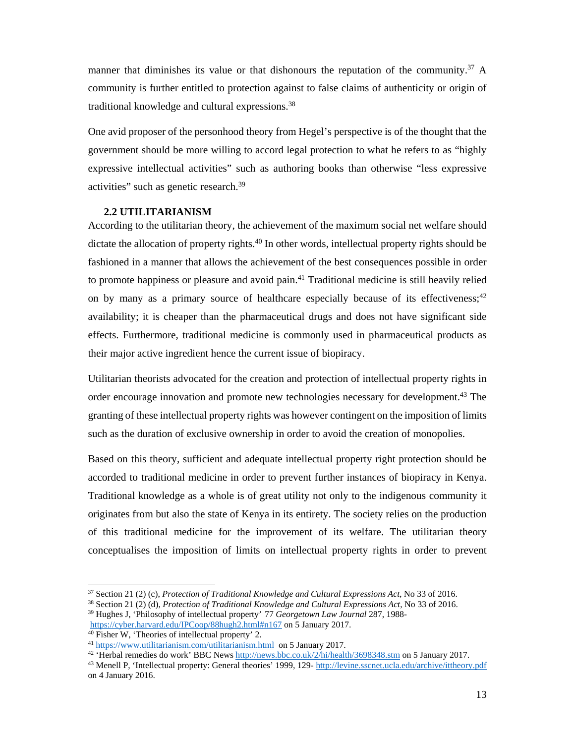manner that diminishes its value or that dishonours the reputation of the community.[37] A community is further entitled to protection against to false claims of authenticity or origin of traditional knowledge and cultural expressions.[38]

One avid proposer of the personhood theory from Hegel's perspective is of the thought that the government should be more willing to accord legal protection to what he refers to as "highly expressive intellectual activities" such as authoring books than otherwise "less expressive activities" such as genetic research.[39]

## 2.2 UTILITARIANISM

According to the utilitarian theory, the achievement of the maximum social net welfare should dictate the allocation of property rights.[40] In other words, intellectual property rights should be fashioned in a manner that allows the achievement of the best consequences possible in order to promote happiness or pleasure and avoid pain.[41] Traditional medicine is still heavily relied on by many as a primary source of healthcare especially because of its effectiveness;[42] availability; it is cheaper than the pharmaceutical drugs and does not have significant side effects. Furthermore, traditional medicine is commonly used in pharmaceutical products as their major active ingredient hence the current issue of biopiracy.

Utilitarian theorists advocated for the creation and protection of intellectual property rights in order encourage innovation and promote new technologies necessary for development.[43] The granting of these intellectual property rights was however contingent on the imposition of limits such as the duration of exclusive ownership in order to avoid the creation of monopolies.

Based on this theory, sufficient and adequate intellectual property right protection should be accorded to traditional medicine in order to prevent further instances of biopiracy in Kenya. Traditional knowledge as a whole is of great utility not only to the indigenous community it originates from but also the state of Kenya in its entirety. The society relies on the production of this traditional medicine for the improvement of its welfare. The utilitarian theory conceptualises the imposition of limits on intellectual property rights in order to prevent

---

[37] Section 21 (2) (c), *Protection of Traditional Knowledge and Cultural Expressions Act*, No 33 of 2016.

[38] Section 21 (2) (d), *Protection of Traditional Knowledge and Cultural Expressions Act*, No 33 of 2016.

[39] Hughes J, 'Philosophy of intellectual property' 77 *Georgetown Law Journal* 287, 1988- https://cyber.harvard.edu/IPCoop/88hugh2.html#n167 on 5 January 2017.

[40] Fisher W, 'Theories of intellectual property' 2.

[41] https://www.utilitarianism.com/utilitarianism.html on 5 January 2017.

[42] 'Herbal remedies do work' BBC News http://news.bbc.co.uk/2/hi/health/3698348.stm on 5 January 2017.

[43] Menell P, 'Intellectual property: General theories' 1999, 129- http://levine.sscnet.ucla.edu/archive/ittheory.pdf on 4 January 2016.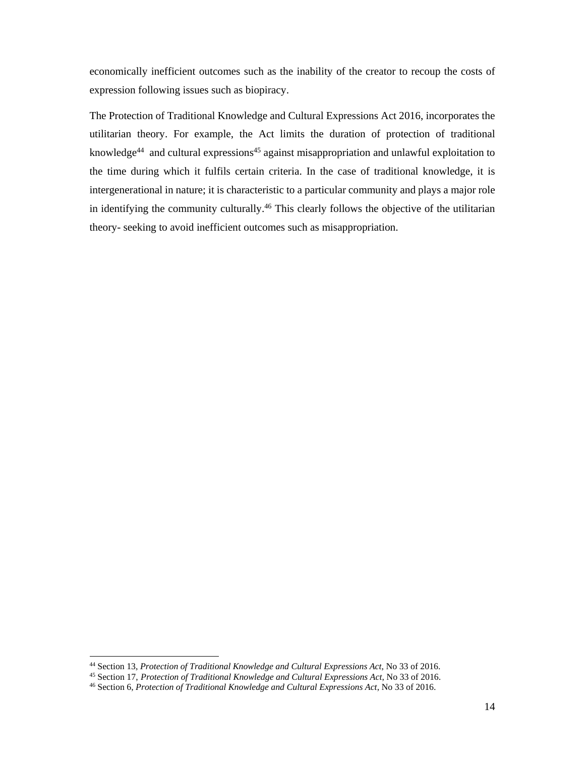economically inefficient outcomes such as the inability of the creator to recoup the costs of expression following issues such as biopiracy.

The Protection of Traditional Knowledge and Cultural Expressions Act 2016, incorporates the utilitarian theory. For example, the Act limits the duration of protection of traditional knowledge[44] and cultural expressions[45] against misappropriation and unlawful exploitation to the time during which it fulfils certain criteria. In the case of traditional knowledge, it is intergenerational in nature; it is characteristic to a particular community and plays a major role in identifying the community culturally.[46] This clearly follows the objective of the utilitarian theory- seeking to avoid inefficient outcomes such as misappropriation.

---

[44] Section 13, *Protection of Traditional Knowledge and Cultural Expressions Act*, No 33 of 2016.

[45] Section 17, *Protection of Traditional Knowledge and Cultural Expressions Act*, No 33 of 2016.

[46] Section 6, *Protection of Traditional Knowledge and Cultural Expressions Act*, No 33 of 2016.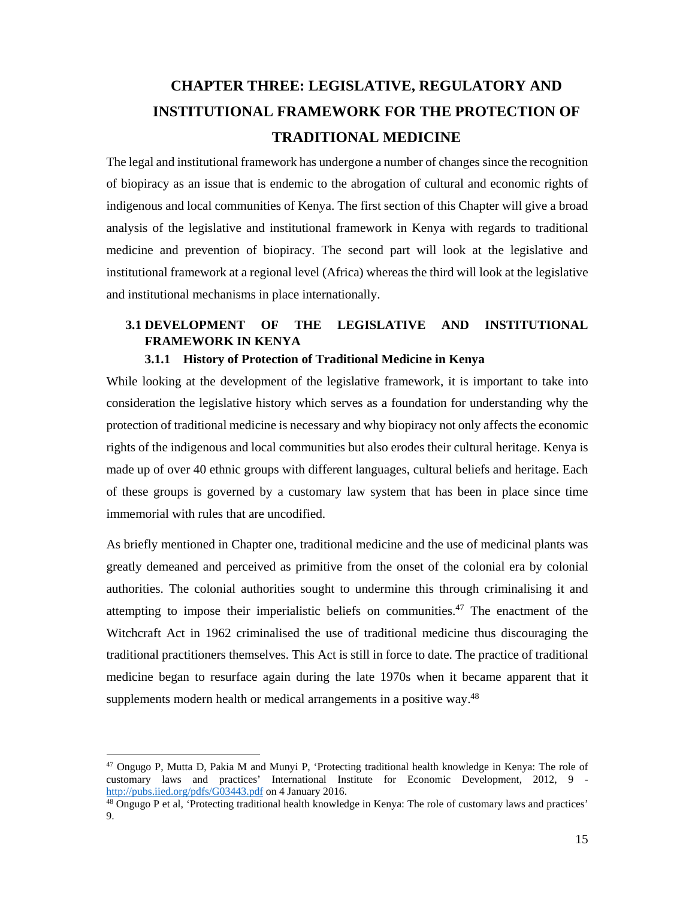# CHAPTER THREE: LEGISLATIVE, REGULATORY AND INSTITUTIONAL FRAMEWORK FOR THE PROTECTION OF TRADITIONAL MEDICINE

The legal and institutional framework has undergone a number of changes since the recognition of biopiracy as an issue that is endemic to the abrogation of cultural and economic rights of indigenous and local communities of Kenya. The first section of this Chapter will give a broad analysis of the legislative and institutional framework in Kenya with regards to traditional medicine and prevention of biopiracy. The second part will look at the legislative and institutional framework at a regional level (Africa) whereas the third will look at the legislative and institutional mechanisms in place internationally.

## 3.1 DEVELOPMENT OF THE LEGISLATIVE AND INSTITUTIONAL FRAMEWORK IN KENYA

### 3.1.1 History of Protection of Traditional Medicine in Kenya

While looking at the development of the legislative framework, it is important to take into consideration the legislative history which serves as a foundation for understanding why the protection of traditional medicine is necessary and why biopiracy not only affects the economic rights of the indigenous and local communities but also erodes their cultural heritage. Kenya is made up of over 40 ethnic groups with different languages, cultural beliefs and heritage. Each of these groups is governed by a customary law system that has been in place since time immemorial with rules that are uncodified.

As briefly mentioned in Chapter one, traditional medicine and the use of medicinal plants was greatly demeaned and perceived as primitive from the onset of the colonial era by colonial authorities. The colonial authorities sought to undermine this through criminalising it and attempting to impose their imperialistic beliefs on communities.[47] The enactment of the Witchcraft Act in 1962 criminalised the use of traditional medicine thus discouraging the traditional practitioners themselves. This Act is still in force to date. The practice of traditional medicine began to resurface again during the late 1970s when it became apparent that it supplements modern health or medical arrangements in a positive way.[48]

---

[47] Ongugo P, Mutta D, Pakia M and Munyi P, 'Protecting traditional health knowledge in Kenya: The role of customary laws and practices' International Institute for Economic Development, 2012, 9 - http://pubs.iied.org/pdfs/G03443.pdf on 4 January 2016.

[48] Ongugo P et al, 'Protecting traditional health knowledge in Kenya: The role of customary laws and practices' 9.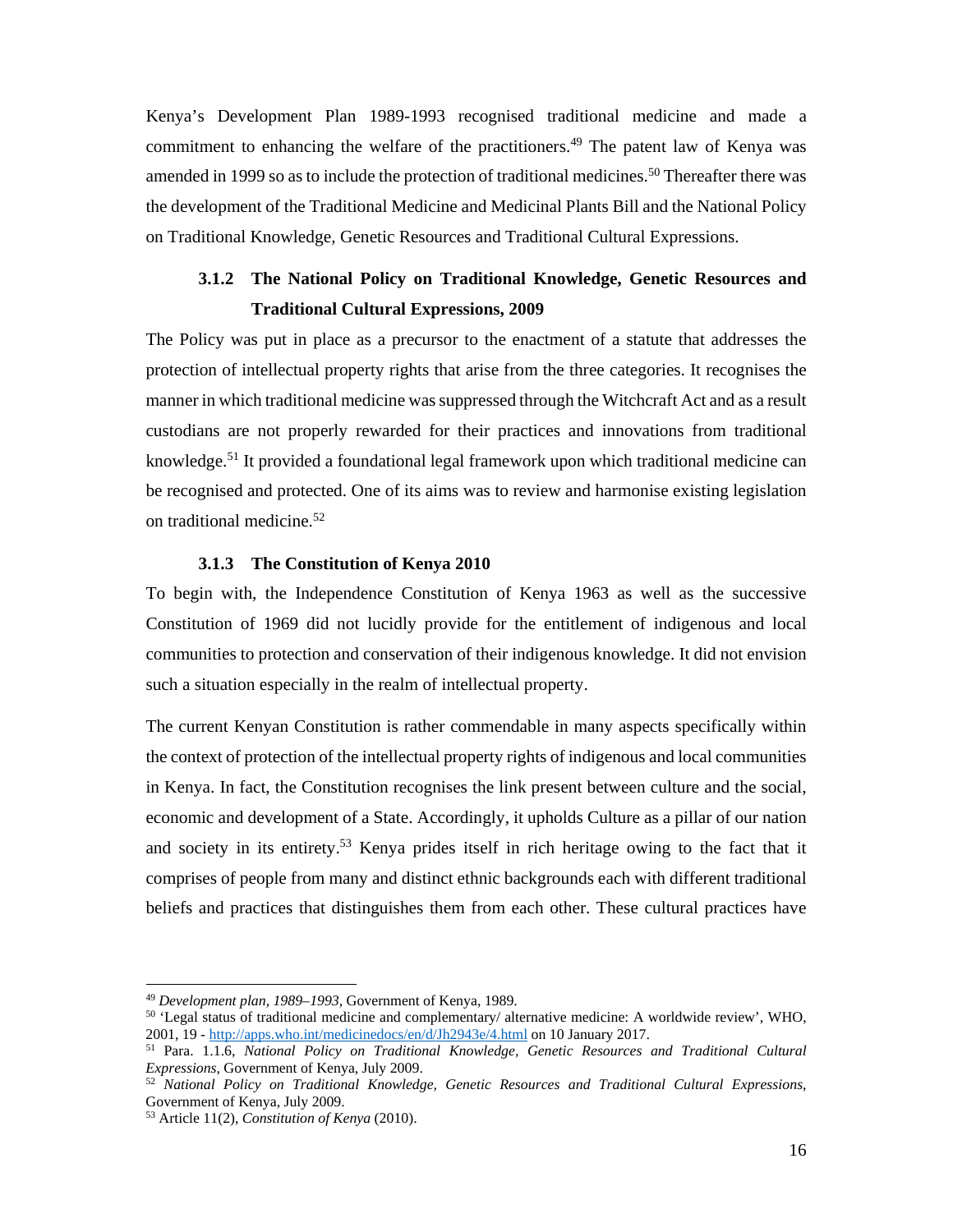Kenya's Development Plan 1989-1993 recognised traditional medicine and made a commitment to enhancing the welfare of the practitioners.[49] The patent law of Kenya was amended in 1999 so as to include the protection of traditional medicines.[50] Thereafter there was the development of the Traditional Medicine and Medicinal Plants Bill and the National Policy on Traditional Knowledge, Genetic Resources and Traditional Cultural Expressions.

### 3.1.2 The National Policy on Traditional Knowledge, Genetic Resources and Traditional Cultural Expressions, 2009

The Policy was put in place as a precursor to the enactment of a statute that addresses the protection of intellectual property rights that arise from the three categories. It recognises the manner in which traditional medicine was suppressed through the Witchcraft Act and as a result custodians are not properly rewarded for their practices and innovations from traditional knowledge.[51] It provided a foundational legal framework upon which traditional medicine can be recognised and protected. One of its aims was to review and harmonise existing legislation on traditional medicine.[52]

### 3.1.3 The Constitution of Kenya 2010

To begin with, the Independence Constitution of Kenya 1963 as well as the successive Constitution of 1969 did not lucidly provide for the entitlement of indigenous and local communities to protection and conservation of their indigenous knowledge. It did not envision such a situation especially in the realm of intellectual property.

The current Kenyan Constitution is rather commendable in many aspects specifically within the context of protection of the intellectual property rights of indigenous and local communities in Kenya. In fact, the Constitution recognises the link present between culture and the social, economic and development of a State. Accordingly, it upholds Culture as a pillar of our nation and society in its entirety.[53] Kenya prides itself in rich heritage owing to the fact that it comprises of people from many and distinct ethnic backgrounds each with different traditional beliefs and practices that distinguishes them from each other. These cultural practices have

---

[49] *Development plan, 1989–1993*, Government of Kenya, 1989.

[50] 'Legal status of traditional medicine and complementary/ alternative medicine: A worldwide review', WHO, 2001, 19 - http://apps.who.int/medicinedocs/en/d/Jh2943e/4.html on 10 January 2017.

[51] Para. 1.1.6, *National Policy on Traditional Knowledge, Genetic Resources and Traditional Cultural Expressions*, Government of Kenya, July 2009.

[52] *National Policy on Traditional Knowledge, Genetic Resources and Traditional Cultural Expressions*, Government of Kenya, July 2009.

[53] Article 11(2), *Constitution of Kenya* (2010).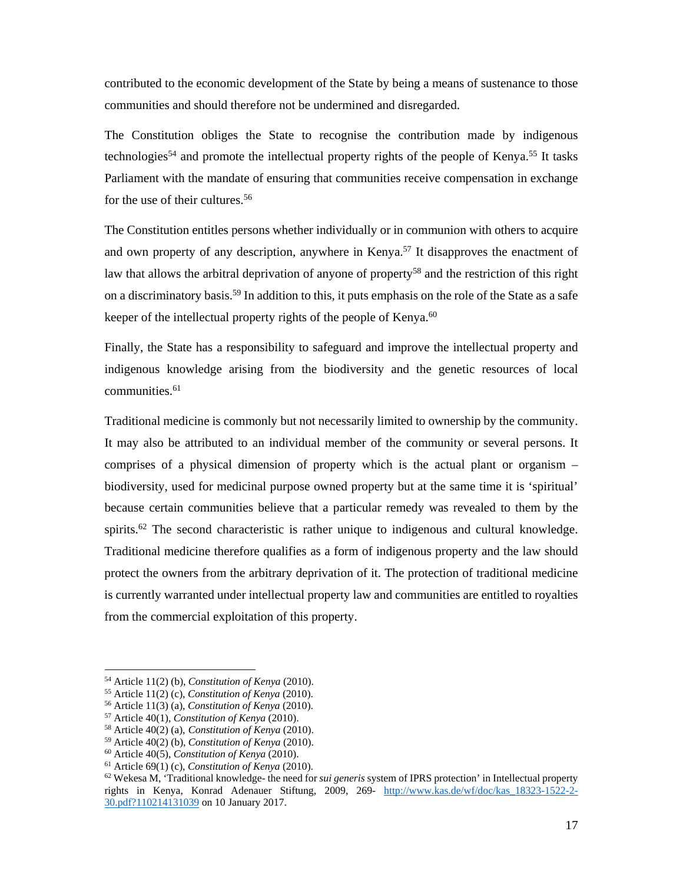contributed to the economic development of the State by being a means of sustenance to those communities and should therefore not be undermined and disregarded.

The Constitution obliges the State to recognise the contribution made by indigenous technologies[54] and promote the intellectual property rights of the people of Kenya.[55] It tasks Parliament with the mandate of ensuring that communities receive compensation in exchange for the use of their cultures.[56]

The Constitution entitles persons whether individually or in communion with others to acquire and own property of any description, anywhere in Kenya.[57] It disapproves the enactment of law that allows the arbitral deprivation of anyone of property[58] and the restriction of this right on a discriminatory basis.[59] In addition to this, it puts emphasis on the role of the State as a safe keeper of the intellectual property rights of the people of Kenya.[60]

Finally, the State has a responsibility to safeguard and improve the intellectual property and indigenous knowledge arising from the biodiversity and the genetic resources of local communities.[61]

Traditional medicine is commonly but not necessarily limited to ownership by the community. It may also be attributed to an individual member of the community or several persons. It comprises of a physical dimension of property which is the actual plant or organism – biodiversity, used for medicinal purpose owned property but at the same time it is 'spiritual' because certain communities believe that a particular remedy was revealed to them by the spirits.[62] The second characteristic is rather unique to indigenous and cultural knowledge. Traditional medicine therefore qualifies as a form of indigenous property and the law should protect the owners from the arbitrary deprivation of it. The protection of traditional medicine is currently warranted under intellectual property law and communities are entitled to royalties from the commercial exploitation of this property.

---

[54] Article 11(2) (b), *Constitution of Kenya* (2010).

[55] Article 11(2) (c), *Constitution of Kenya* (2010).

[56] Article 11(3) (a), *Constitution of Kenya* (2010).

[57] Article 40(1), *Constitution of Kenya* (2010).

[58] Article 40(2) (a), *Constitution of Kenya* (2010).

[59] Article 40(2) (b), *Constitution of Kenya* (2010).

[60] Article 40(5), *Constitution of Kenya* (2010).

[61] Article 69(1) (c), *Constitution of Kenya* (2010).

[62] Wekesa M, 'Traditional knowledge- the need for *sui generis* system of IPRS protection' in Intellectual property rights in Kenya, Konrad Adenauer Stiftung, 2009, 269- http://www.kas.de/wf/doc/kas_18323-1522-2-30.pdf?110214131039 on 10 January 2017.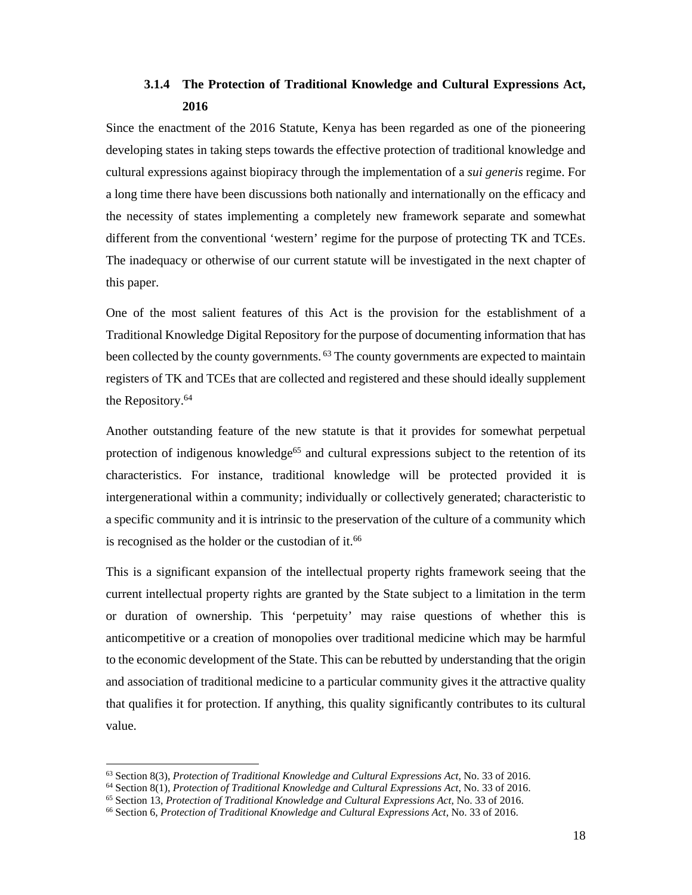### 3.1.4 The Protection of Traditional Knowledge and Cultural Expressions Act, 2016

Since the enactment of the 2016 Statute, Kenya has been regarded as one of the pioneering developing states in taking steps towards the effective protection of traditional knowledge and cultural expressions against biopiracy through the implementation of a *sui generis* regime. For a long time there have been discussions both nationally and internationally on the efficacy and the necessity of states implementing a completely new framework separate and somewhat different from the conventional 'western' regime for the purpose of protecting TK and TCEs. The inadequacy or otherwise of our current statute will be investigated in the next chapter of this paper.

One of the most salient features of this Act is the provision for the establishment of a Traditional Knowledge Digital Repository for the purpose of documenting information that has been collected by the county governments. [63] The county governments are expected to maintain registers of TK and TCEs that are collected and registered and these should ideally supplement the Repository.[64]

Another outstanding feature of the new statute is that it provides for somewhat perpetual protection of indigenous knowledge[65] and cultural expressions subject to the retention of its characteristics. For instance, traditional knowledge will be protected provided it is intergenerational within a community; individually or collectively generated; characteristic to a specific community and it is intrinsic to the preservation of the culture of a community which is recognised as the holder or the custodian of it.[66]

This is a significant expansion of the intellectual property rights framework seeing that the current intellectual property rights are granted by the State subject to a limitation in the term or duration of ownership. This 'perpetuity' may raise questions of whether this is anticompetitive or a creation of monopolies over traditional medicine which may be harmful to the economic development of the State. This can be rebutted by understanding that the origin and association of traditional medicine to a particular community gives it the attractive quality that qualifies it for protection. If anything, this quality significantly contributes to its cultural value.

---

[63] Section 8(3), *Protection of Traditional Knowledge and Cultural Expressions Act*, No. 33 of 2016.

[64] Section 8(1), *Protection of Traditional Knowledge and Cultural Expressions Act*, No. 33 of 2016.

[65] Section 13, *Protection of Traditional Knowledge and Cultural Expressions Act*, No. 33 of 2016.

[66] Section 6, *Protection of Traditional Knowledge and Cultural Expressions Act*, No. 33 of 2016.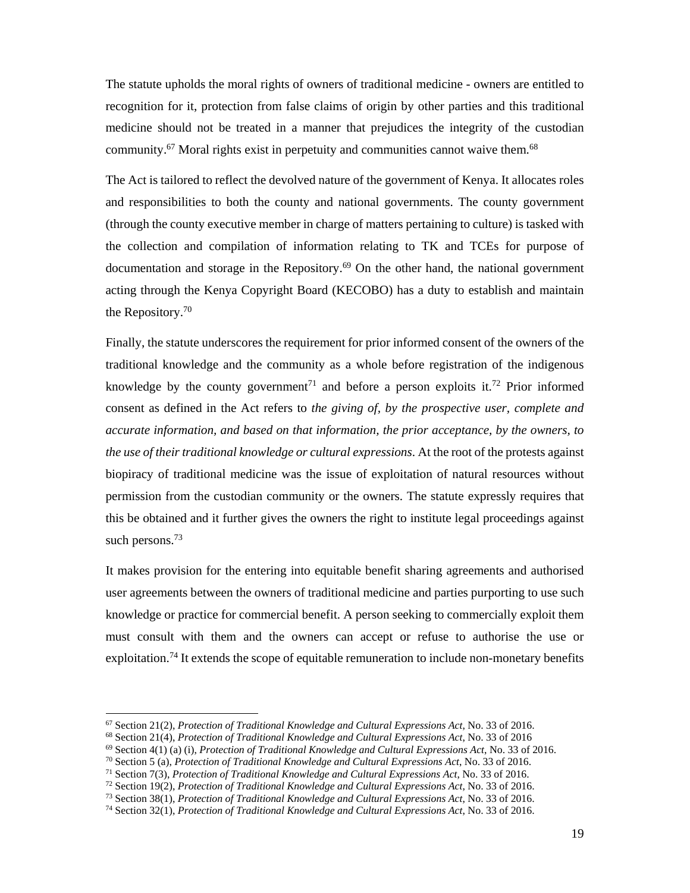The statute upholds the moral rights of owners of traditional medicine - owners are entitled to recognition for it, protection from false claims of origin by other parties and this traditional medicine should not be treated in a manner that prejudices the integrity of the custodian community.[67] Moral rights exist in perpetuity and communities cannot waive them.[68]

The Act is tailored to reflect the devolved nature of the government of Kenya. It allocates roles and responsibilities to both the county and national governments. The county government (through the county executive member in charge of matters pertaining to culture) is tasked with the collection and compilation of information relating to TK and TCEs for purpose of documentation and storage in the Repository.[69] On the other hand, the national government acting through the Kenya Copyright Board (KECOBO) has a duty to establish and maintain the Repository.[70]

Finally, the statute underscores the requirement for prior informed consent of the owners of the traditional knowledge and the community as a whole before registration of the indigenous knowledge by the county government[71] and before a person exploits it.[72] Prior informed consent as defined in the Act refers to *the giving of, by the prospective user, complete and accurate information, and based on that information, the prior acceptance, by the owners, to the use of their traditional knowledge or cultural expressions*. At the root of the protests against biopiracy of traditional medicine was the issue of exploitation of natural resources without permission from the custodian community or the owners. The statute expressly requires that this be obtained and it further gives the owners the right to institute legal proceedings against such persons.[73]

It makes provision for the entering into equitable benefit sharing agreements and authorised user agreements between the owners of traditional medicine and parties purporting to use such knowledge or practice for commercial benefit. A person seeking to commercially exploit them must consult with them and the owners can accept or refuse to authorise the use or exploitation.[74] It extends the scope of equitable remuneration to include non-monetary benefits

---

[67] Section 21(2), *Protection of Traditional Knowledge and Cultural Expressions Act*, No. 33 of 2016.

[68] Section 21(4), *Protection of Traditional Knowledge and Cultural Expressions Act*, No. 33 of 2016

[69] Section 4(1) (a) (i), *Protection of Traditional Knowledge and Cultural Expressions Act*, No. 33 of 2016.

[70] Section 5 (a), *Protection of Traditional Knowledge and Cultural Expressions Act*, No. 33 of 2016.

[71] Section 7(3), *Protection of Traditional Knowledge and Cultural Expressions Act*, No. 33 of 2016.

[72] Section 19(2), *Protection of Traditional Knowledge and Cultural Expressions Act*, No. 33 of 2016.

[73] Section 38(1), *Protection of Traditional Knowledge and Cultural Expressions Act*, No. 33 of 2016.

[74] Section 32(1), *Protection of Traditional Knowledge and Cultural Expressions Act*, No. 33 of 2016.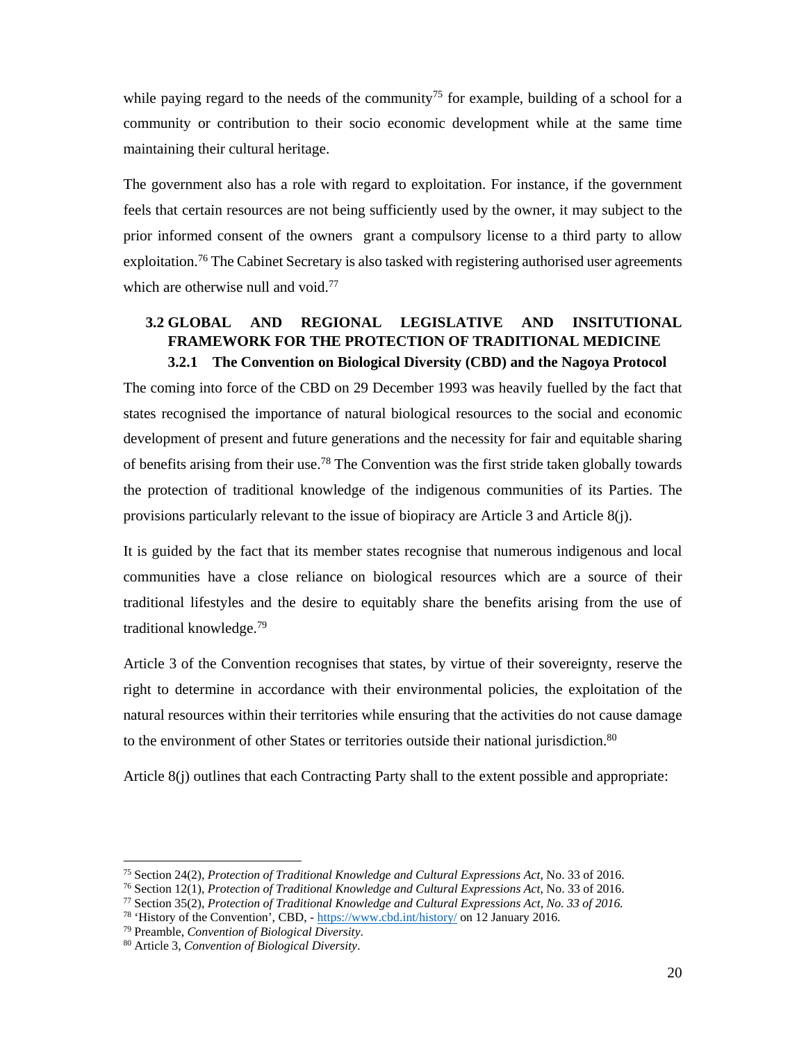while paying regard to the needs of the community[75] for example, building of a school for a community or contribution to their socio economic development while at the same time maintaining their cultural heritage.

The government also has a role with regard to exploitation. For instance, if the government feels that certain resources are not being sufficiently used by the owner, it may subject to the prior informed consent of the owners grant a compulsory license to a third party to allow exploitation.[76] The Cabinet Secretary is also tasked with registering authorised user agreements which are otherwise null and void.[77]

## 3.2 GLOBAL AND REGIONAL LEGISLATIVE AND INSITUTIONAL FRAMEWORK FOR THE PROTECTION OF TRADITIONAL MEDICINE

### 3.2.1 The Convention on Biological Diversity (CBD) and the Nagoya Protocol

The coming into force of the CBD on 29 December 1993 was heavily fuelled by the fact that states recognised the importance of natural biological resources to the social and economic development of present and future generations and the necessity for fair and equitable sharing of benefits arising from their use.[78] The Convention was the first stride taken globally towards the protection of traditional knowledge of the indigenous communities of its Parties. The provisions particularly relevant to the issue of biopiracy are Article 3 and Article 8(j).

It is guided by the fact that its member states recognise that numerous indigenous and local communities have a close reliance on biological resources which are a source of their traditional lifestyles and the desire to equitably share the benefits arising from the use of traditional knowledge.[79]

Article 3 of the Convention recognises that states, by virtue of their sovereignty, reserve the right to determine in accordance with their environmental policies, the exploitation of the natural resources within their territories while ensuring that the activities do not cause damage to the environment of other States or territories outside their national jurisdiction.[80]

Article 8(j) outlines that each Contracting Party shall to the extent possible and appropriate:

---

[75] Section 24(2), *Protection of Traditional Knowledge and Cultural Expressions Act*, No. 33 of 2016.

[76] Section 12(1), *Protection of Traditional Knowledge and Cultural Expressions Act*, No. 33 of 2016.

[77] Section 35(2), *Protection of Traditional Knowledge and Cultural Expressions Act, No. 33 of 2016.*

[78] 'History of the Convention', CBD, - https://www.cbd.int/history/ on 12 January 2016.

[79] Preamble, *Convention of Biological Diversity*.

[80] Article 3, *Convention of Biological Diversity*.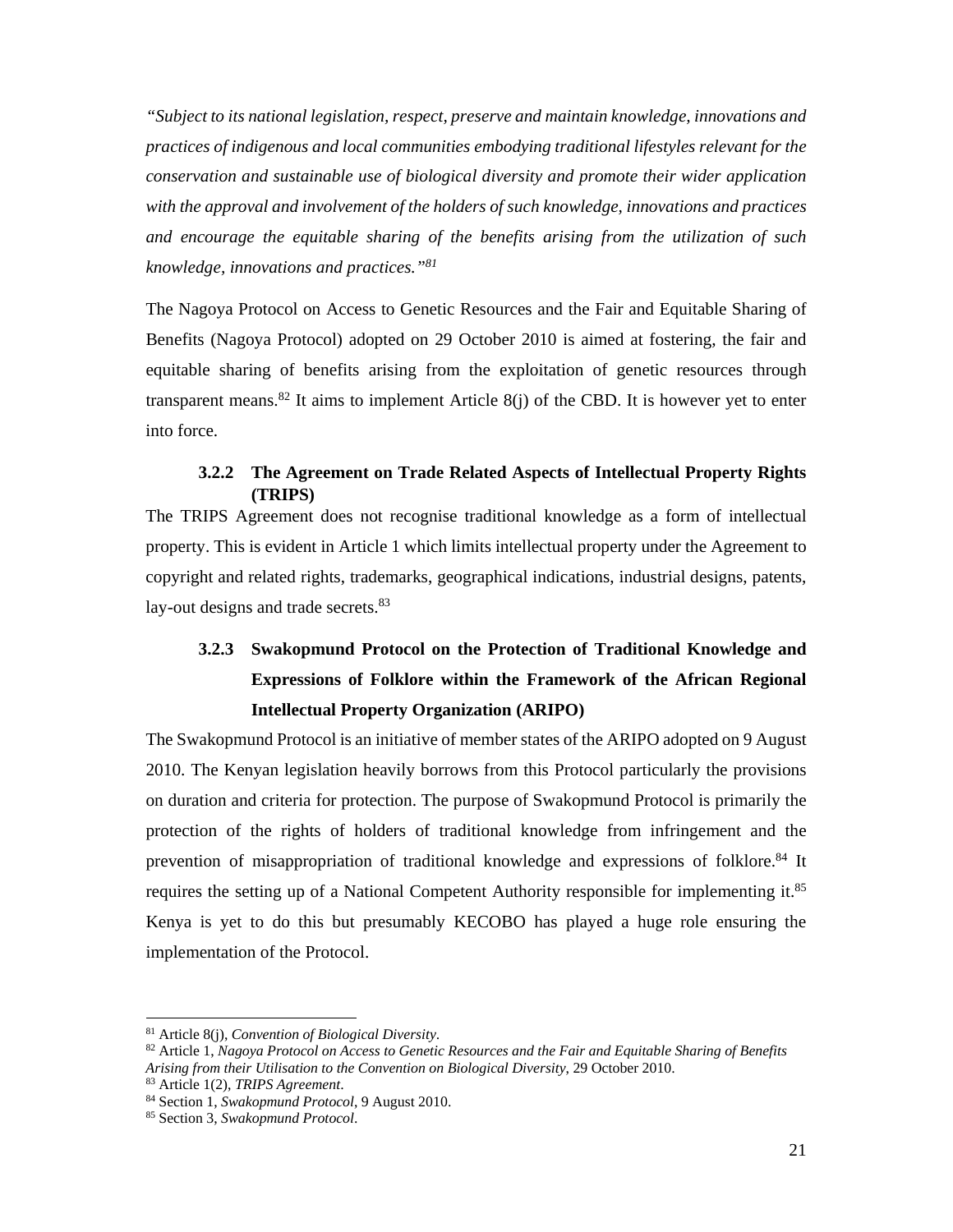*"Subject to its national legislation, respect, preserve and maintain knowledge, innovations and practices of indigenous and local communities embodying traditional lifestyles relevant for the conservation and sustainable use of biological diversity and promote their wider application with the approval and involvement of the holders of such knowledge, innovations and practices and encourage the equitable sharing of the benefits arising from the utilization of such knowledge, innovations and practices."*[81]

The Nagoya Protocol on Access to Genetic Resources and the Fair and Equitable Sharing of Benefits (Nagoya Protocol) adopted on 29 October 2010 is aimed at fostering, the fair and equitable sharing of benefits arising from the exploitation of genetic resources through transparent means.[82] It aims to implement Article 8(j) of the CBD. It is however yet to enter into force.

### 3.2.2 The Agreement on Trade Related Aspects of Intellectual Property Rights (TRIPS)

The TRIPS Agreement does not recognise traditional knowledge as a form of intellectual property. This is evident in Article 1 which limits intellectual property under the Agreement to copyright and related rights, trademarks, geographical indications, industrial designs, patents, lay-out designs and trade secrets.[83]

### 3.2.3 Swakopmund Protocol on the Protection of Traditional Knowledge and Expressions of Folklore within the Framework of the African Regional Intellectual Property Organization (ARIPO)

The Swakopmund Protocol is an initiative of member states of the ARIPO adopted on 9 August 2010. The Kenyan legislation heavily borrows from this Protocol particularly the provisions on duration and criteria for protection. The purpose of Swakopmund Protocol is primarily the protection of the rights of holders of traditional knowledge from infringement and the prevention of misappropriation of traditional knowledge and expressions of folklore.[84] It requires the setting up of a National Competent Authority responsible for implementing it.[85] Kenya is yet to do this but presumably KECOBO has played a huge role ensuring the implementation of the Protocol.

---

[81] Article 8(j), *Convention of Biological Diversity*.
[82] Article 1, *Nagoya Protocol on Access to Genetic Resources and the Fair and Equitable Sharing of Benefits Arising from their Utilisation to the Convention on Biological Diversity*, 29 October 2010.
[83] Article 1(2), *TRIPS Agreement*.
[84] Section 1, *Swakopmund Protocol*, 9 August 2010.
[85] Section 3, *Swakopmund Protocol*.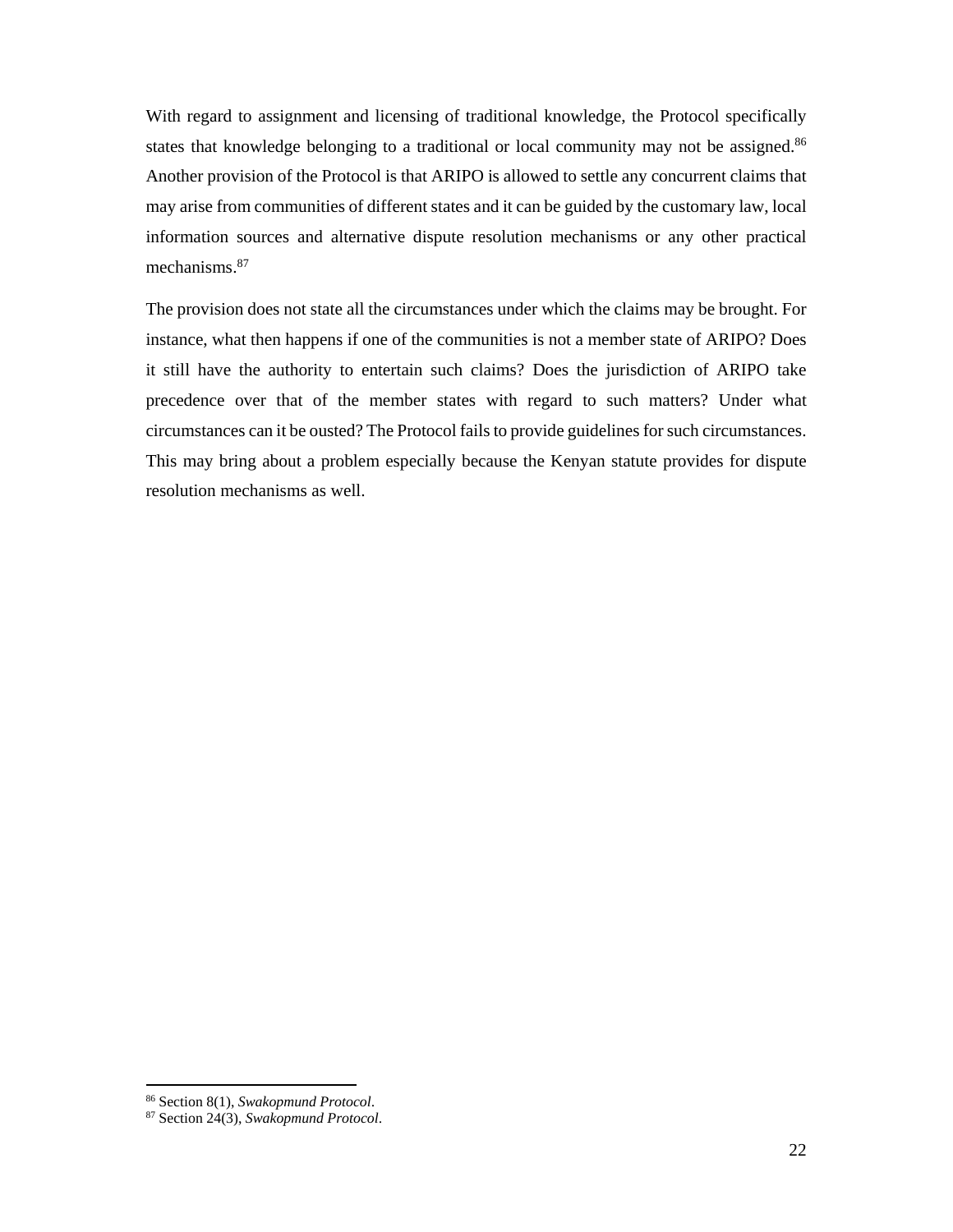With regard to assignment and licensing of traditional knowledge, the Protocol specifically states that knowledge belonging to a traditional or local community may not be assigned.[86] Another provision of the Protocol is that ARIPO is allowed to settle any concurrent claims that may arise from communities of different states and it can be guided by the customary law, local information sources and alternative dispute resolution mechanisms or any other practical mechanisms.[87]

The provision does not state all the circumstances under which the claims may be brought. For instance, what then happens if one of the communities is not a member state of ARIPO? Does it still have the authority to entertain such claims? Does the jurisdiction of ARIPO take precedence over that of the member states with regard to such matters? Under what circumstances can it be ousted? The Protocol fails to provide guidelines for such circumstances. This may bring about a problem especially because the Kenyan statute provides for dispute resolution mechanisms as well.

---

[86] Section 8(1), *Swakopmund Protocol*.

[87] Section 24(3), *Swakopmund Protocol*.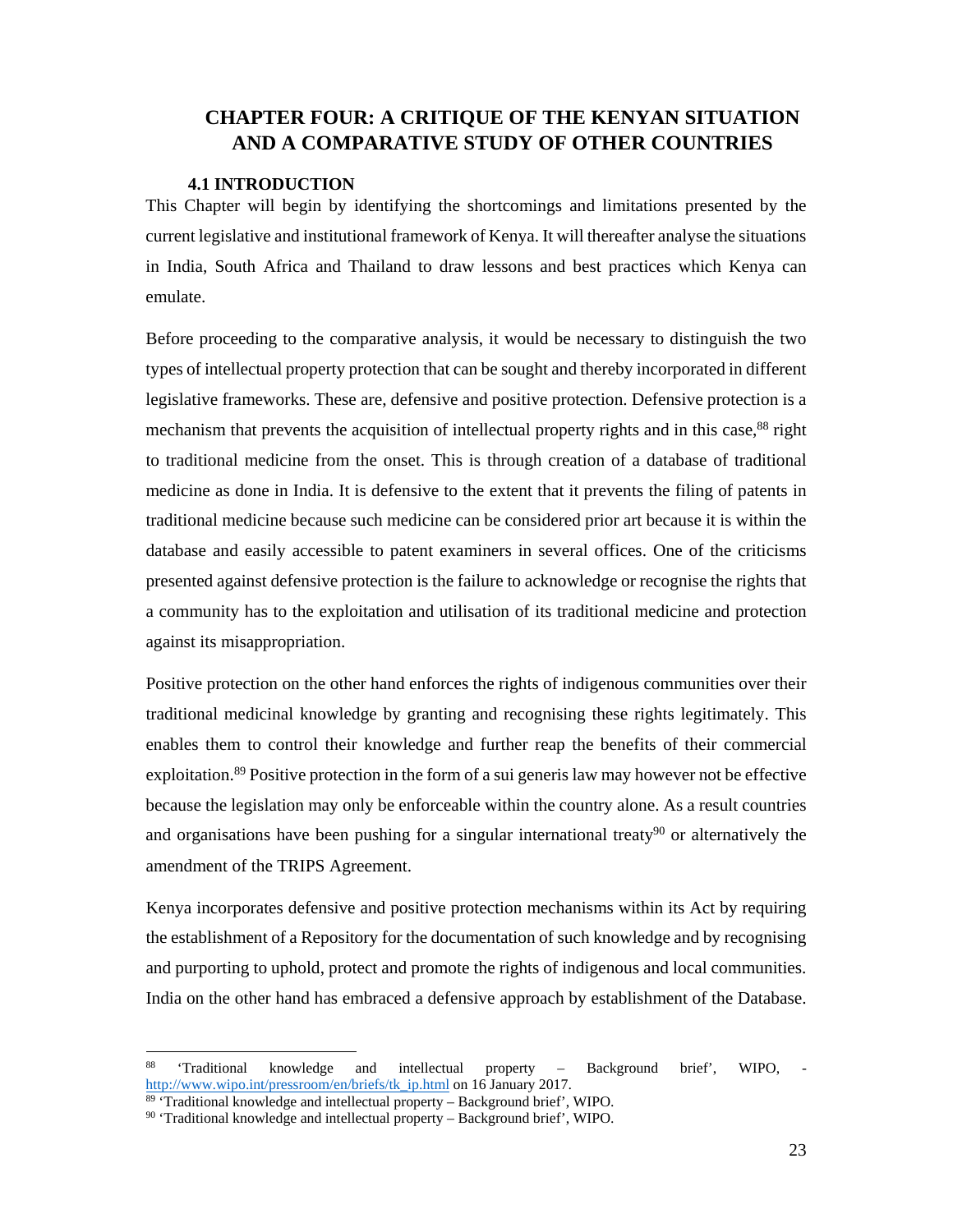# CHAPTER FOUR: A CRITIQUE OF THE KENYAN SITUATION AND A COMPARATIVE STUDY OF OTHER COUNTRIES

## 4.1 INTRODUCTION

This Chapter will begin by identifying the shortcomings and limitations presented by the current legislative and institutional framework of Kenya. It will thereafter analyse the situations in India, South Africa and Thailand to draw lessons and best practices which Kenya can emulate.

Before proceeding to the comparative analysis, it would be necessary to distinguish the two types of intellectual property protection that can be sought and thereby incorporated in different legislative frameworks. These are, defensive and positive protection. Defensive protection is a mechanism that prevents the acquisition of intellectual property rights and in this case,[88] right to traditional medicine from the onset. This is through creation of a database of traditional medicine as done in India. It is defensive to the extent that it prevents the filing of patents in traditional medicine because such medicine can be considered prior art because it is within the database and easily accessible to patent examiners in several offices. One of the criticisms presented against defensive protection is the failure to acknowledge or recognise the rights that a community has to the exploitation and utilisation of its traditional medicine and protection against its misappropriation.

Positive protection on the other hand enforces the rights of indigenous communities over their traditional medicinal knowledge by granting and recognising these rights legitimately. This enables them to control their knowledge and further reap the benefits of their commercial exploitation.[89] Positive protection in the form of a sui generis law may however not be effective because the legislation may only be enforceable within the country alone. As a result countries and organisations have been pushing for a singular international treaty[90] or alternatively the amendment of the TRIPS Agreement.

Kenya incorporates defensive and positive protection mechanisms within its Act by requiring the establishment of a Repository for the documentation of such knowledge and by recognising and purporting to uphold, protect and promote the rights of indigenous and local communities. India on the other hand has embraced a defensive approach by establishment of the Database.

---

[88] 'Traditional knowledge and intellectual property – Background brief', WIPO, - http://www.wipo.int/pressroom/en/briefs/tk_ip.html on 16 January 2017.

[89] 'Traditional knowledge and intellectual property – Background brief', WIPO.

[90] 'Traditional knowledge and intellectual property – Background brief', WIPO.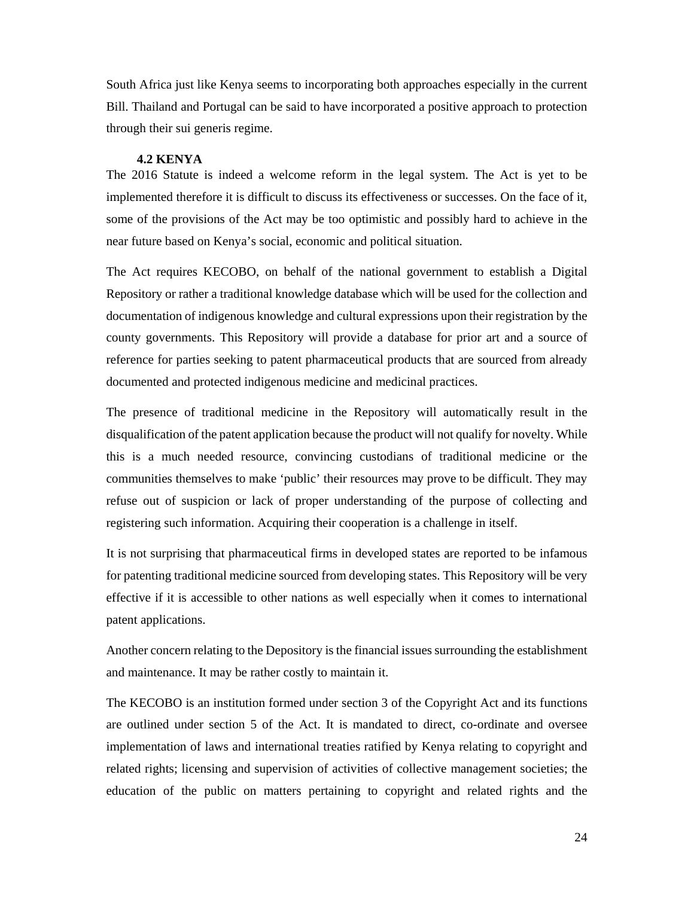South Africa just like Kenya seems to incorporating both approaches especially in the current Bill. Thailand and Portugal can be said to have incorporated a positive approach to protection through their sui generis regime.

### 4.2 KENYA

The 2016 Statute is indeed a welcome reform in the legal system. The Act is yet to be implemented therefore it is difficult to discuss its effectiveness or successes. On the face of it, some of the provisions of the Act may be too optimistic and possibly hard to achieve in the near future based on Kenya's social, economic and political situation.

The Act requires KECOBO, on behalf of the national government to establish a Digital Repository or rather a traditional knowledge database which will be used for the collection and documentation of indigenous knowledge and cultural expressions upon their registration by the county governments. This Repository will provide a database for prior art and a source of reference for parties seeking to patent pharmaceutical products that are sourced from already documented and protected indigenous medicine and medicinal practices.

The presence of traditional medicine in the Repository will automatically result in the disqualification of the patent application because the product will not qualify for novelty. While this is a much needed resource, convincing custodians of traditional medicine or the communities themselves to make 'public' their resources may prove to be difficult. They may refuse out of suspicion or lack of proper understanding of the purpose of collecting and registering such information. Acquiring their cooperation is a challenge in itself.

It is not surprising that pharmaceutical firms in developed states are reported to be infamous for patenting traditional medicine sourced from developing states. This Repository will be very effective if it is accessible to other nations as well especially when it comes to international patent applications.

Another concern relating to the Depository is the financial issues surrounding the establishment and maintenance. It may be rather costly to maintain it.

The KECOBO is an institution formed under section 3 of the Copyright Act and its functions are outlined under section 5 of the Act. It is mandated to direct, co-ordinate and oversee implementation of laws and international treaties ratified by Kenya relating to copyright and related rights; licensing and supervision of activities of collective management societies; the education of the public on matters pertaining to copyright and related rights and the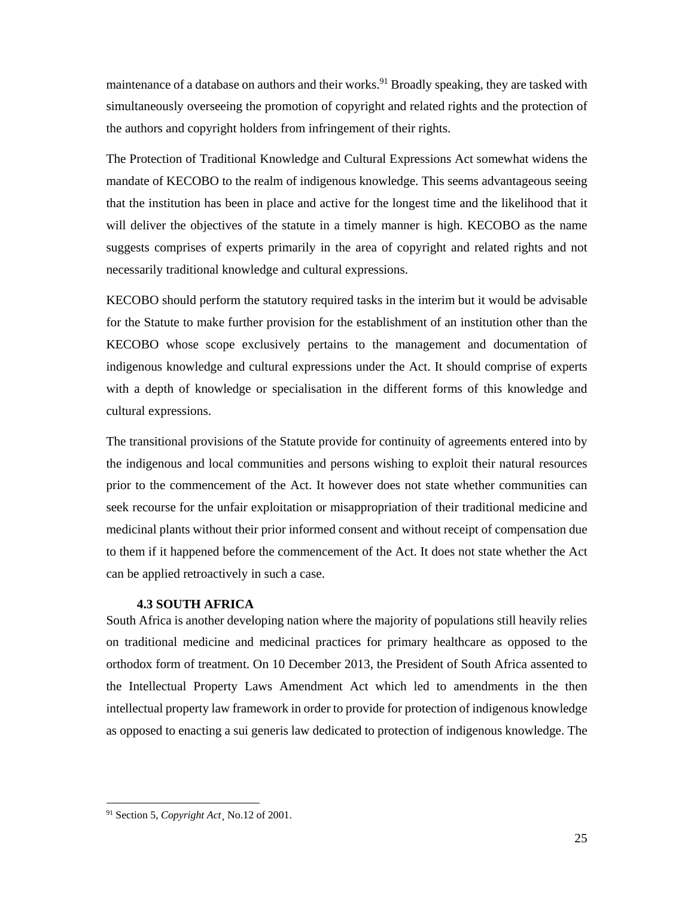maintenance of a database on authors and their works.[91] Broadly speaking, they are tasked with simultaneously overseeing the promotion of copyright and related rights and the protection of the authors and copyright holders from infringement of their rights.

The Protection of Traditional Knowledge and Cultural Expressions Act somewhat widens the mandate of KECOBO to the realm of indigenous knowledge. This seems advantageous seeing that the institution has been in place and active for the longest time and the likelihood that it will deliver the objectives of the statute in a timely manner is high. KECOBO as the name suggests comprises of experts primarily in the area of copyright and related rights and not necessarily traditional knowledge and cultural expressions.

KECOBO should perform the statutory required tasks in the interim but it would be advisable for the Statute to make further provision for the establishment of an institution other than the KECOBO whose scope exclusively pertains to the management and documentation of indigenous knowledge and cultural expressions under the Act. It should comprise of experts with a depth of knowledge or specialisation in the different forms of this knowledge and cultural expressions.

The transitional provisions of the Statute provide for continuity of agreements entered into by the indigenous and local communities and persons wishing to exploit their natural resources prior to the commencement of the Act. It however does not state whether communities can seek recourse for the unfair exploitation or misappropriation of their traditional medicine and medicinal plants without their prior informed consent and without receipt of compensation due to them if it happened before the commencement of the Act. It does not state whether the Act can be applied retroactively in such a case.

### 4.3 SOUTH AFRICA

South Africa is another developing nation where the majority of populations still heavily relies on traditional medicine and medicinal practices for primary healthcare as opposed to the orthodox form of treatment. On 10 December 2013, the President of South Africa assented to the Intellectual Property Laws Amendment Act which led to amendments in the then intellectual property law framework in order to provide for protection of indigenous knowledge as opposed to enacting a sui generis law dedicated to protection of indigenous knowledge. The

---

[91] Section 5, *Copyright Act*¸ No.12 of 2001.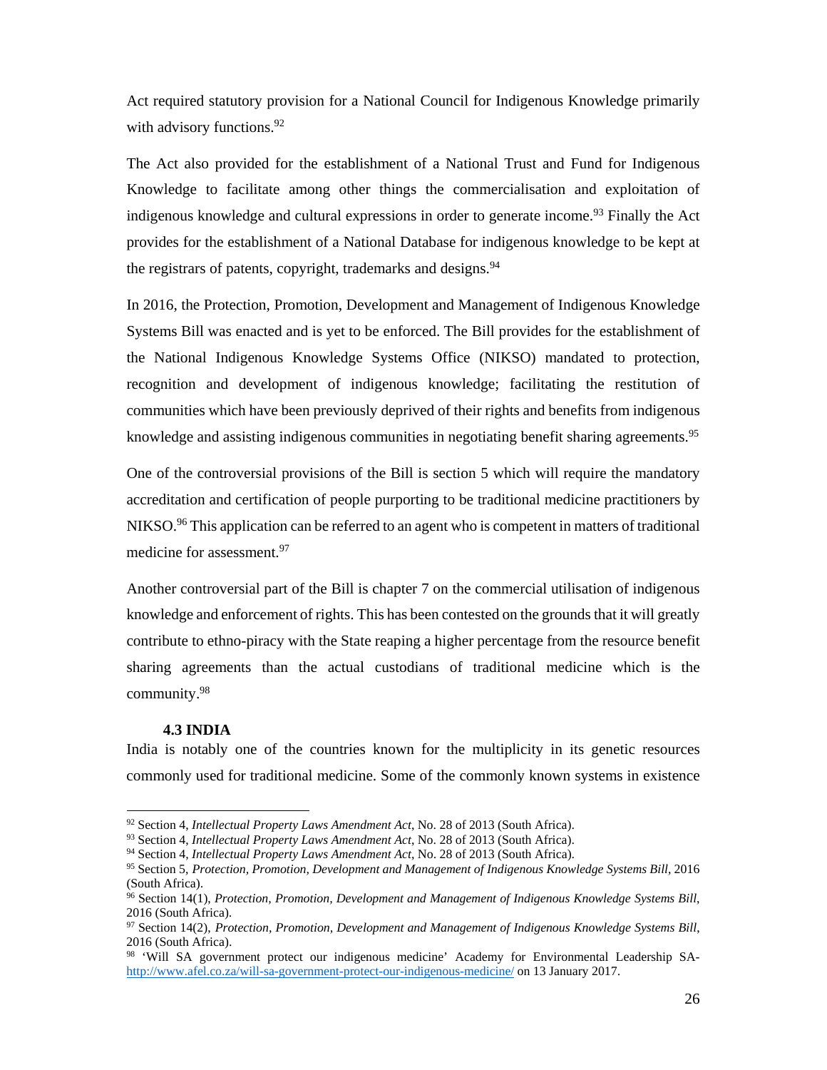Act required statutory provision for a National Council for Indigenous Knowledge primarily with advisory functions.[92]

The Act also provided for the establishment of a National Trust and Fund for Indigenous Knowledge to facilitate among other things the commercialisation and exploitation of indigenous knowledge and cultural expressions in order to generate income.[93] Finally the Act provides for the establishment of a National Database for indigenous knowledge to be kept at the registrars of patents, copyright, trademarks and designs.[94]

In 2016, the Protection, Promotion, Development and Management of Indigenous Knowledge Systems Bill was enacted and is yet to be enforced. The Bill provides for the establishment of the National Indigenous Knowledge Systems Office (NIKSO) mandated to protection, recognition and development of indigenous knowledge; facilitating the restitution of communities which have been previously deprived of their rights and benefits from indigenous knowledge and assisting indigenous communities in negotiating benefit sharing agreements.[95]

One of the controversial provisions of the Bill is section 5 which will require the mandatory accreditation and certification of people purporting to be traditional medicine practitioners by NIKSO.[96] This application can be referred to an agent who is competent in matters of traditional medicine for assessment.[97]

Another controversial part of the Bill is chapter 7 on the commercial utilisation of indigenous knowledge and enforcement of rights. This has been contested on the grounds that it will greatly contribute to ethno-piracy with the State reaping a higher percentage from the resource benefit sharing agreements than the actual custodians of traditional medicine which is the community.[98]

### 4.3 INDIA

India is notably one of the countries known for the multiplicity in its genetic resources commonly used for traditional medicine. Some of the commonly known systems in existence

---

[92] Section 4, *Intellectual Property Laws Amendment Act*, No. 28 of 2013 (South Africa).

[93] Section 4, *Intellectual Property Laws Amendment Act*, No. 28 of 2013 (South Africa).

[94] Section 4, *Intellectual Property Laws Amendment Act*, No. 28 of 2013 (South Africa).

[95] Section 5, *Protection, Promotion, Development and Management of Indigenous Knowledge Systems Bill*, 2016 (South Africa).

[96] Section 14(1), *Protection, Promotion, Development and Management of Indigenous Knowledge Systems Bill*, 2016 (South Africa).

[97] Section 14(2), *Protection, Promotion, Development and Management of Indigenous Knowledge Systems Bill*, 2016 (South Africa).

[98] 'Will SA government protect our indigenous medicine' Academy for Environmental Leadership SA- http://www.afel.co.za/will-sa-government-protect-our-indigenous-medicine/ on 13 January 2017.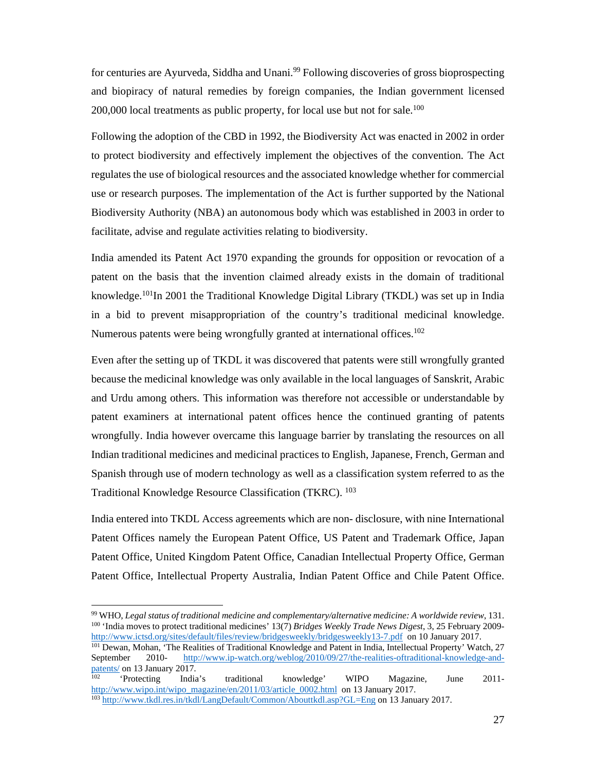for centuries are Ayurveda, Siddha and Unani.[99] Following discoveries of gross bioprospecting and biopiracy of natural remedies by foreign companies, the Indian government licensed 200,000 local treatments as public property, for local use but not for sale.[100]

Following the adoption of the CBD in 1992, the Biodiversity Act was enacted in 2002 in order to protect biodiversity and effectively implement the objectives of the convention. The Act regulates the use of biological resources and the associated knowledge whether for commercial use or research purposes. The implementation of the Act is further supported by the National Biodiversity Authority (NBA) an autonomous body which was established in 2003 in order to facilitate, advise and regulate activities relating to biodiversity.

India amended its Patent Act 1970 expanding the grounds for opposition or revocation of a patent on the basis that the invention claimed already exists in the domain of traditional knowledge.[101]In 2001 the Traditional Knowledge Digital Library (TKDL) was set up in India in a bid to prevent misappropriation of the country's traditional medicinal knowledge. Numerous patents were being wrongfully granted at international offices.[102]

Even after the setting up of TKDL it was discovered that patents were still wrongfully granted because the medicinal knowledge was only available in the local languages of Sanskrit, Arabic and Urdu among others. This information was therefore not accessible or understandable by patent examiners at international patent offices hence the continued granting of patents wrongfully. India however overcame this language barrier by translating the resources on all Indian traditional medicines and medicinal practices to English, Japanese, French, German and Spanish through use of modern technology as well as a classification system referred to as the Traditional Knowledge Resource Classification (TKRC). [103]

India entered into TKDL Access agreements which are non- disclosure, with nine International Patent Offices namely the European Patent Office, US Patent and Trademark Office, Japan Patent Office, United Kingdom Patent Office, Canadian Intellectual Property Office, German Patent Office, Intellectual Property Australia, Indian Patent Office and Chile Patent Office.

---

[99] WHO, *Legal status of traditional medicine and complementary/alternative medicine: A worldwide review*, 131.

[100] 'India moves to protect traditional medicines' 13(7) *Bridges Weekly Trade News Digest*, 3, 25 February 2009- http://www.ictsd.org/sites/default/files/review/bridgesweekly/bridgesweekly13-7.pdf on 10 January 2017.

[101] Dewan, Mohan, 'The Realities of Traditional Knowledge and Patent in India, Intellectual Property' Watch, 27 September 2010- http://www.ip-watch.org/weblog/2010/09/27/the-realities-oftraditional-knowledge-and-patents/ on 13 January 2017.

[102] 'Protecting India's traditional knowledge' WIPO Magazine, June 2011- http://www.wipo.int/wipo_magazine/en/2011/03/article_0002.html on 13 January 2017.

[103] http://www.tkdl.res.in/tkdl/LangDefault/Common/Abouttkdl.asp?GL=Eng on 13 January 2017.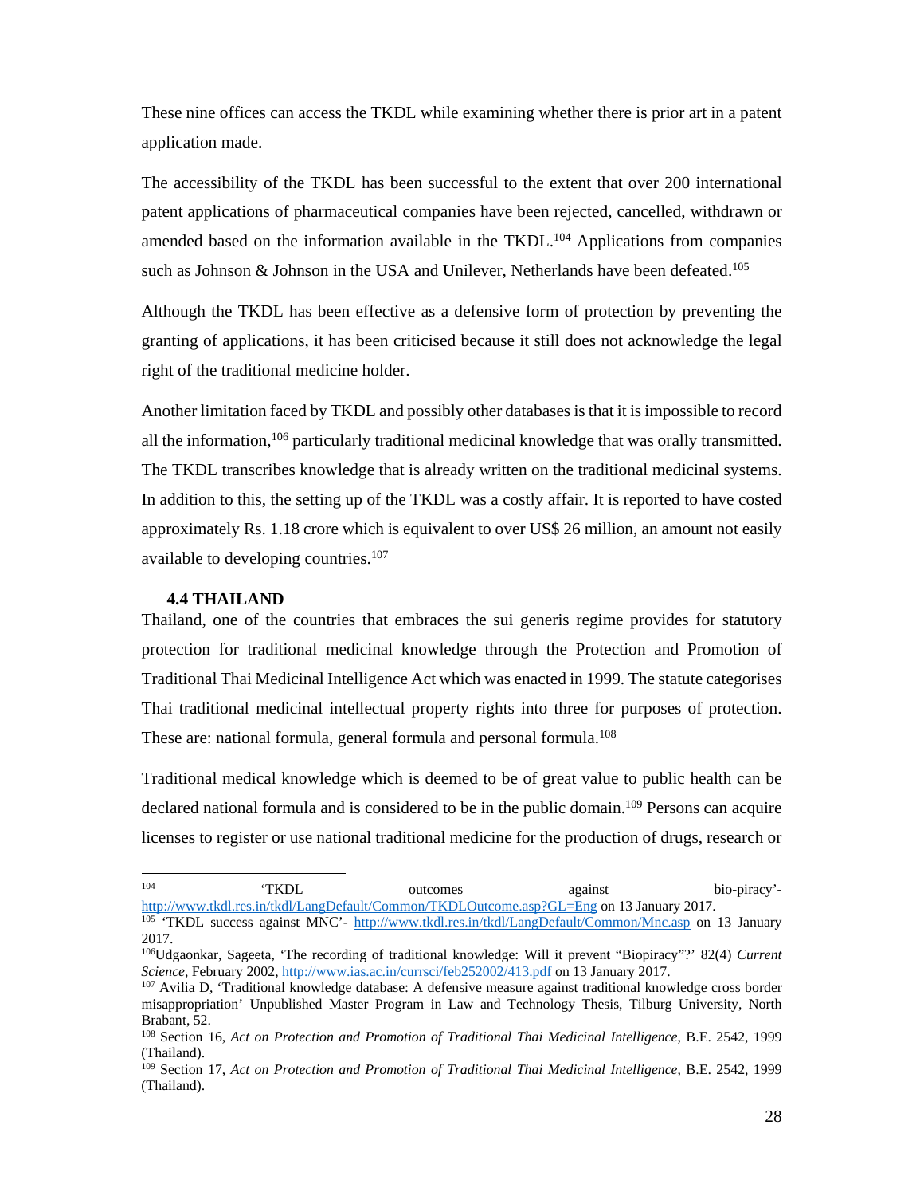These nine offices can access the TKDL while examining whether there is prior art in a patent application made.

The accessibility of the TKDL has been successful to the extent that over 200 international patent applications of pharmaceutical companies have been rejected, cancelled, withdrawn or amended based on the information available in the TKDL.[104] Applications from companies such as Johnson & Johnson in the USA and Unilever, Netherlands have been defeated.[105]

Although the TKDL has been effective as a defensive form of protection by preventing the granting of applications, it has been criticised because it still does not acknowledge the legal right of the traditional medicine holder.

Another limitation faced by TKDL and possibly other databases is that it is impossible to record all the information,[106] particularly traditional medicinal knowledge that was orally transmitted. The TKDL transcribes knowledge that is already written on the traditional medicinal systems. In addition to this, the setting up of the TKDL was a costly affair. It is reported to have costed approximately Rs. 1.18 crore which is equivalent to over US$ 26 million, an amount not easily available to developing countries.[107]

### 4.4 THAILAND

Thailand, one of the countries that embraces the sui generis regime provides for statutory protection for traditional medicinal knowledge through the Protection and Promotion of Traditional Thai Medicinal Intelligence Act which was enacted in 1999. The statute categorises Thai traditional medicinal intellectual property rights into three for purposes of protection. These are: national formula, general formula and personal formula.[108]

Traditional medical knowledge which is deemed to be of great value to public health can be declared national formula and is considered to be in the public domain.[109] Persons can acquire licenses to register or use national traditional medicine for the production of drugs, research or

---

[104] 'TKDL outcomes against bio-piracy'- http://www.tkdl.res.in/tkdl/LangDefault/Common/TKDLOutcome.asp?GL=Eng on 13 January 2017.

[105] 'TKDL success against MNC'- http://www.tkdl.res.in/tkdl/LangDefault/Common/Mnc.asp on 13 January 2017.

[106] Udgaonkar, Sageeta, 'The recording of traditional knowledge: Will it prevent "Biopiracy"?' 82(4) *Current Science*, February 2002, http://www.ias.ac.in/currsci/feb252002/413.pdf on 13 January 2017.

[107] Avilia D, 'Traditional knowledge database: A defensive measure against traditional knowledge cross border misappropriation' Unpublished Master Program in Law and Technology Thesis, Tilburg University, North Brabant, 52.

[108] Section 16, *Act on Protection and Promotion of Traditional Thai Medicinal Intelligence*, B.E. 2542, 1999 (Thailand).

[109] Section 17, *Act on Protection and Promotion of Traditional Thai Medicinal Intelligence*, B.E. 2542, 1999 (Thailand).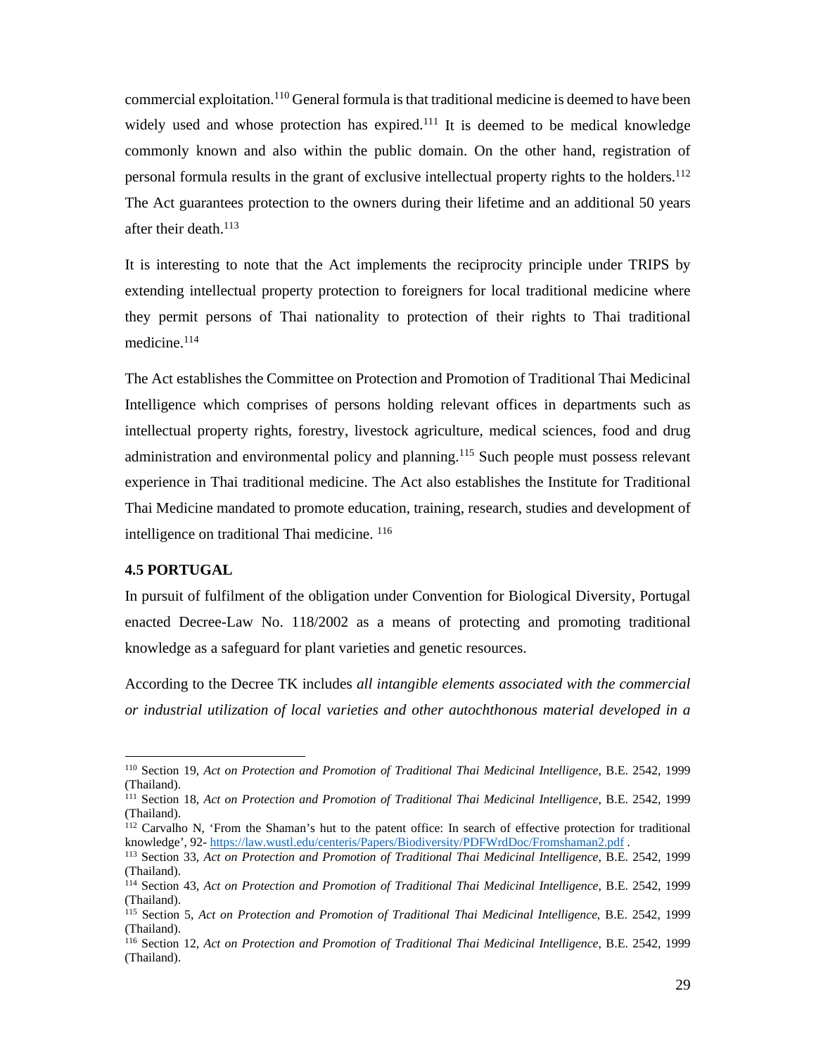commercial exploitation.[110] General formula is that traditional medicine is deemed to have been widely used and whose protection has expired.[111] It is deemed to be medical knowledge commonly known and also within the public domain. On the other hand, registration of personal formula results in the grant of exclusive intellectual property rights to the holders.[112] The Act guarantees protection to the owners during their lifetime and an additional 50 years after their death.[113]

It is interesting to note that the Act implements the reciprocity principle under TRIPS by extending intellectual property protection to foreigners for local traditional medicine where they permit persons of Thai nationality to protection of their rights to Thai traditional medicine.[114]

The Act establishes the Committee on Protection and Promotion of Traditional Thai Medicinal Intelligence which comprises of persons holding relevant offices in departments such as intellectual property rights, forestry, livestock agriculture, medical sciences, food and drug administration and environmental policy and planning.[115] Such people must possess relevant experience in Thai traditional medicine. The Act also establishes the Institute for Traditional Thai Medicine mandated to promote education, training, research, studies and development of intelligence on traditional Thai medicine. [116]

### 4.5 PORTUGAL

In pursuit of fulfilment of the obligation under Convention for Biological Diversity, Portugal enacted Decree-Law No. 118/2002 as a means of protecting and promoting traditional knowledge as a safeguard for plant varieties and genetic resources.

According to the Decree TK includes *all intangible elements associated with the commercial or industrial utilization of local varieties and other autochthonous material developed in a*

---

[110] Section 19, *Act on Protection and Promotion of Traditional Thai Medicinal Intelligence*, B.E. 2542, 1999 (Thailand).

[111] Section 18, *Act on Protection and Promotion of Traditional Thai Medicinal Intelligence*, B.E. 2542, 1999 (Thailand).

[112] Carvalho N, 'From the Shaman's hut to the patent office: In search of effective protection for traditional knowledge', 92- https://law.wustl.edu/centeris/Papers/Biodiversity/PDFWrdDoc/Fromshaman2.pdf .

[113] Section 33, *Act on Protection and Promotion of Traditional Thai Medicinal Intelligence*, B.E. 2542, 1999 (Thailand).

[114] Section 43, *Act on Protection and Promotion of Traditional Thai Medicinal Intelligence*, B.E. 2542, 1999 (Thailand).

[115] Section 5, *Act on Protection and Promotion of Traditional Thai Medicinal Intelligence*, B.E. 2542, 1999 (Thailand).

[116] Section 12, *Act on Protection and Promotion of Traditional Thai Medicinal Intelligence*, B.E. 2542, 1999 (Thailand).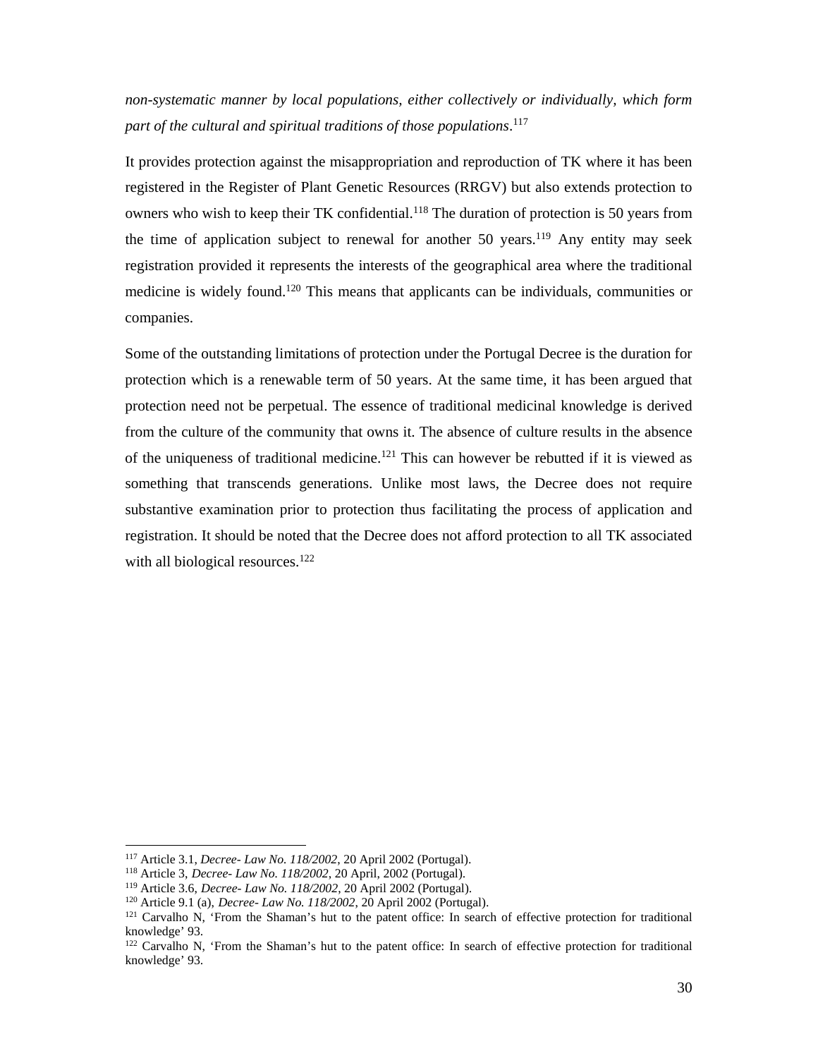*non-systematic manner by local populations, either collectively or individually, which form part of the cultural and spiritual traditions of those populations*.[117]

It provides protection against the misappropriation and reproduction of TK where it has been registered in the Register of Plant Genetic Resources (RRGV) but also extends protection to owners who wish to keep their TK confidential.[118] The duration of protection is 50 years from the time of application subject to renewal for another 50 years.[119] Any entity may seek registration provided it represents the interests of the geographical area where the traditional medicine is widely found.[120] This means that applicants can be individuals, communities or companies.

Some of the outstanding limitations of protection under the Portugal Decree is the duration for protection which is a renewable term of 50 years. At the same time, it has been argued that protection need not be perpetual. The essence of traditional medicinal knowledge is derived from the culture of the community that owns it. The absence of culture results in the absence of the uniqueness of traditional medicine.[121] This can however be rebutted if it is viewed as something that transcends generations. Unlike most laws, the Decree does not require substantive examination prior to protection thus facilitating the process of application and registration. It should be noted that the Decree does not afford protection to all TK associated with all biological resources.[122]

---

[117] Article 3.1, *Decree- Law No. 118/2002*, 20 April 2002 (Portugal).

[118] Article 3, *Decree- Law No. 118/2002*, 20 April, 2002 (Portugal).

[119] Article 3.6, *Decree- Law No. 118/2002*, 20 April 2002 (Portugal).

[120] Article 9.1 (a), *Decree- Law No. 118/2002*, 20 April 2002 (Portugal).

[121] Carvalho N, 'From the Shaman's hut to the patent office: In search of effective protection for traditional knowledge' 93.

[122] Carvalho N, 'From the Shaman's hut to the patent office: In search of effective protection for traditional knowledge' 93.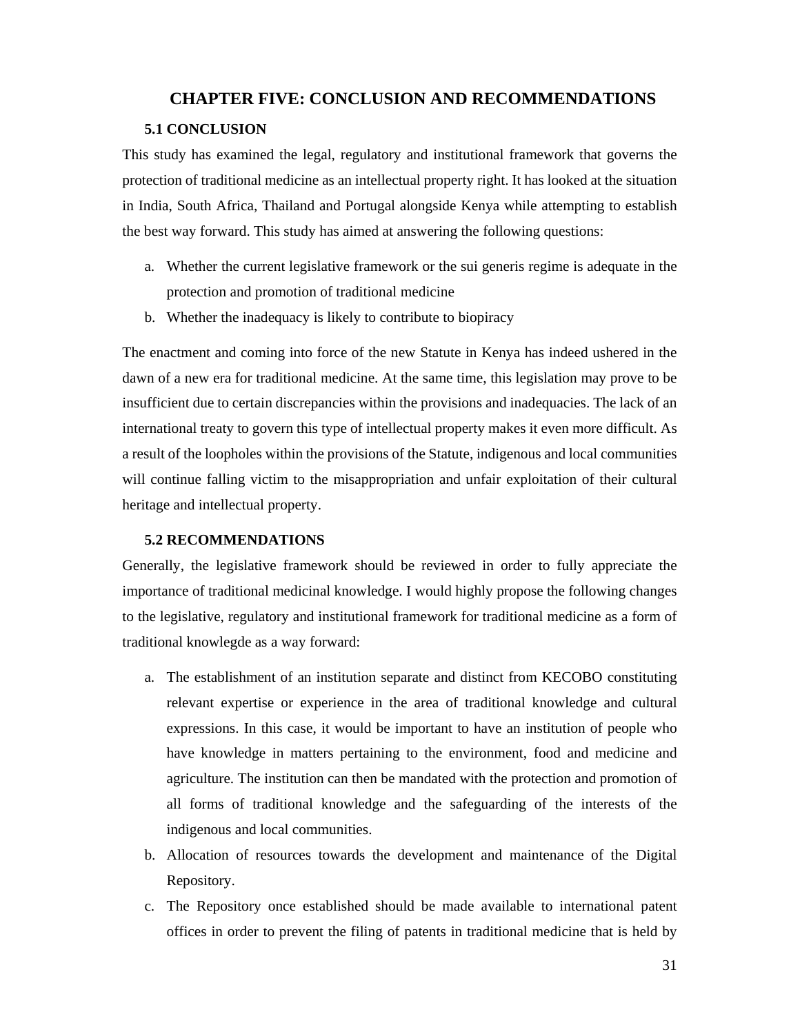# CHAPTER FIVE: CONCLUSION AND RECOMMENDATIONS

## 5.1 CONCLUSION

This study has examined the legal, regulatory and institutional framework that governs the protection of traditional medicine as an intellectual property right. It has looked at the situation in India, South Africa, Thailand and Portugal alongside Kenya while attempting to establish the best way forward. This study has aimed at answering the following questions:

a. Whether the current legislative framework or the sui generis regime is adequate in the protection and promotion of traditional medicine
b. Whether the inadequacy is likely to contribute to biopiracy

The enactment and coming into force of the new Statute in Kenya has indeed ushered in the dawn of a new era for traditional medicine. At the same time, this legislation may prove to be insufficient due to certain discrepancies within the provisions and inadequacies. The lack of an international treaty to govern this type of intellectual property makes it even more difficult. As a result of the loopholes within the provisions of the Statute, indigenous and local communities will continue falling victim to the misappropriation and unfair exploitation of their cultural heritage and intellectual property.

## 5.2 RECOMMENDATIONS

Generally, the legislative framework should be reviewed in order to fully appreciate the importance of traditional medicinal knowledge. I would highly propose the following changes to the legislative, regulatory and institutional framework for traditional medicine as a form of traditional knowlegde as a way forward:

a. The establishment of an institution separate and distinct from KECOBO constituting relevant expertise or experience in the area of traditional knowledge and cultural expressions. In this case, it would be important to have an institution of people who have knowledge in matters pertaining to the environment, food and medicine and agriculture. The institution can then be mandated with the protection and promotion of all forms of traditional knowledge and the safeguarding of the interests of the indigenous and local communities.
b. Allocation of resources towards the development and maintenance of the Digital Repository.
c. The Repository once established should be made available to international patent offices in order to prevent the filing of patents in traditional medicine that is held by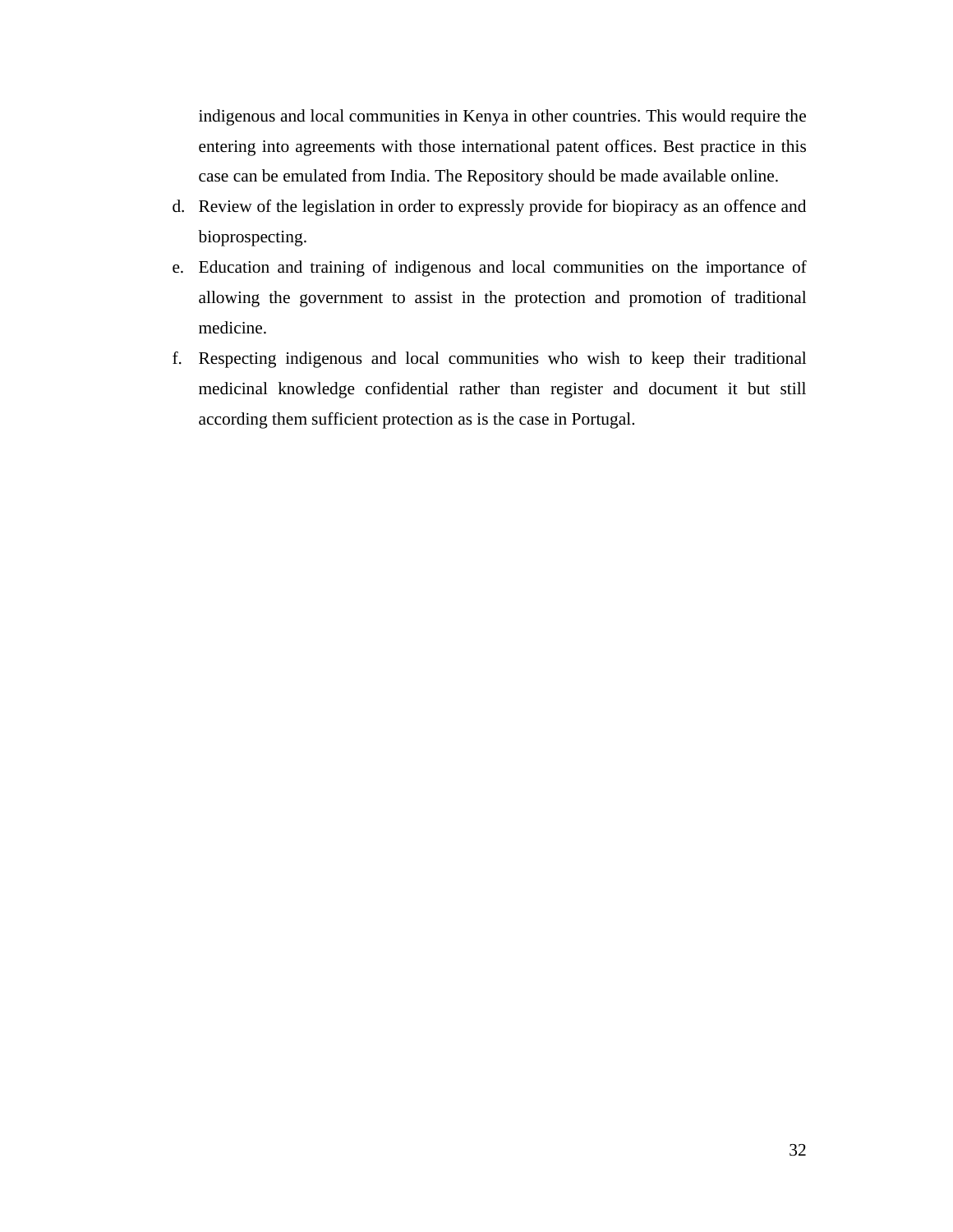indigenous and local communities in Kenya in other countries. This would require the entering into agreements with those international patent offices. Best practice in this case can be emulated from India. The Repository should be made available online.

d. Review of the legislation in order to expressly provide for biopiracy as an offence and bioprospecting.
e. Education and training of indigenous and local communities on the importance of allowing the government to assist in the protection and promotion of traditional medicine.
f. Respecting indigenous and local communities who wish to keep their traditional medicinal knowledge confidential rather than register and document it but still according them sufficient protection as is the case in Portugal.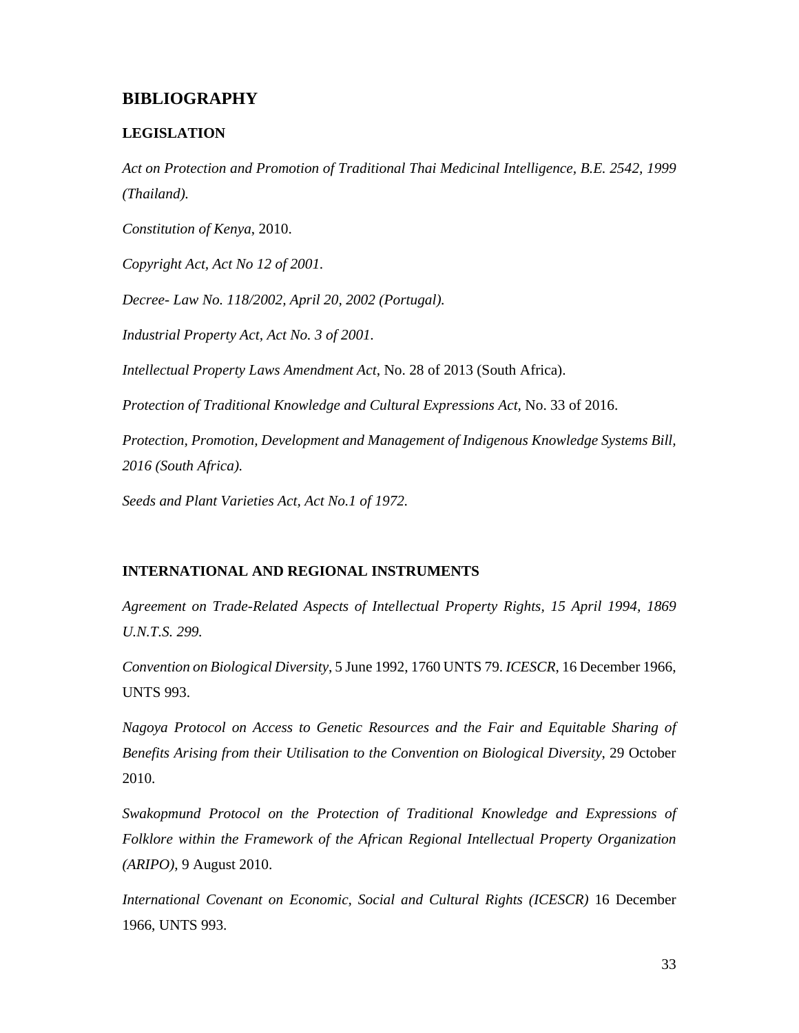# BIBLIOGRAPHY

## LEGISLATION

*Act on Protection and Promotion of Traditional Thai Medicinal Intelligence, B.E. 2542, 1999 (Thailand).*

*Constitution of Kenya*, 2010.

*Copyright Act, Act No 12 of 2001.*

*Decree- Law No. 118/2002, April 20, 2002 (Portugal).*

*Industrial Property Act, Act No. 3 of 2001.*

*Intellectual Property Laws Amendment Act*, No. 28 of 2013 (South Africa).

*Protection of Traditional Knowledge and Cultural Expressions Act,* No. 33 of 2016.

*Protection, Promotion, Development and Management of Indigenous Knowledge Systems Bill, 2016 (South Africa).*

*Seeds and Plant Varieties Act, Act No.1 of 1972.*

## INTERNATIONAL AND REGIONAL INSTRUMENTS

*Agreement on Trade-Related Aspects of Intellectual Property Rights, 15 April 1994, 1869 U.N.T.S. 299.*

*Convention on Biological Diversity*, 5 June 1992, 1760 UNTS 79. *ICESCR*, 16 December 1966, UNTS 993.

*Nagoya Protocol on Access to Genetic Resources and the Fair and Equitable Sharing of Benefits Arising from their Utilisation to the Convention on Biological Diversity*, 29 October 2010.

*Swakopmund Protocol on the Protection of Traditional Knowledge and Expressions of Folklore within the Framework of the African Regional Intellectual Property Organization (ARIPO),* 9 August 2010.

*International Covenant on Economic, Social and Cultural Rights (ICESCR)* 16 December 1966, UNTS 993.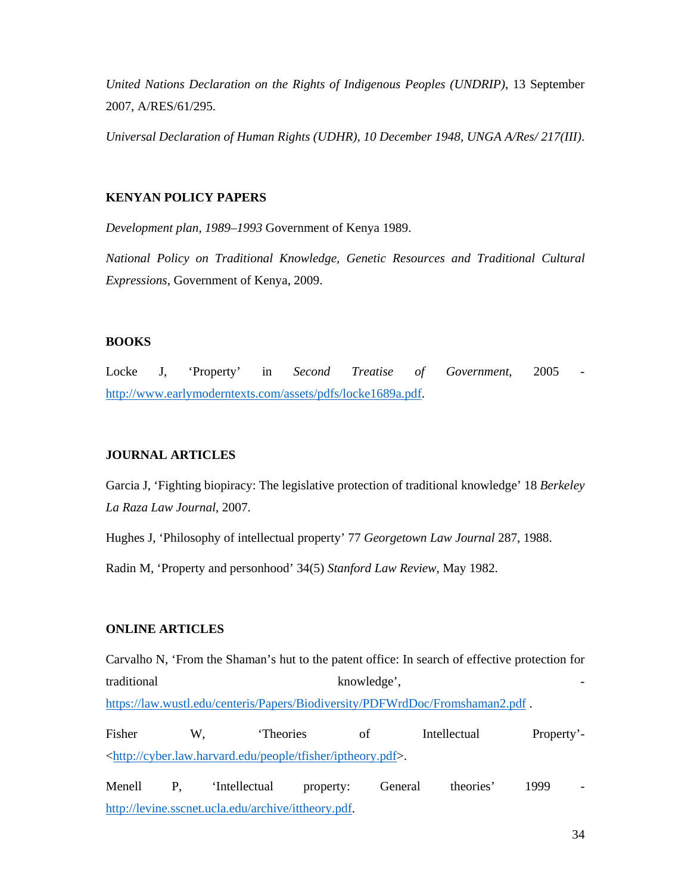*United Nations Declaration on the Rights of Indigenous Peoples (UNDRIP)*, 13 September 2007, A/RES/61/295.

*Universal Declaration of Human Rights (UDHR), 10 December 1948, UNGA A/Res/ 217(III).*

## KENYAN POLICY PAPERS

*Development plan, 1989–1993* Government of Kenya 1989.

*National Policy on Traditional Knowledge, Genetic Resources and Traditional Cultural Expressions*, Government of Kenya, 2009.

## BOOKS

Locke J, 'Property' in *Second Treatise of Government*, 2005 - http://www.earlymoderntexts.com/assets/pdfs/locke1689a.pdf.

## JOURNAL ARTICLES

Garcia J, 'Fighting biopiracy: The legislative protection of traditional knowledge' 18 *Berkeley La Raza Law Journal*, 2007.

Hughes J, 'Philosophy of intellectual property' 77 *Georgetown Law Journal* 287, 1988.

Radin M, 'Property and personhood' 34(5) *Stanford Law Review*, May 1982.

## ONLINE ARTICLES

Carvalho N, 'From the Shaman's hut to the patent office: In search of effective protection for traditional knowledge', - https://law.wustl.edu/centeris/Papers/Biodiversity/PDFWrdDoc/Fromshaman2.pdf .

Fisher W, 'Theories of Intellectual Property'- <http://cyber.law.harvard.edu/people/tfisher/iptheory.pdf>.

Menell P, 'Intellectual property: General theories' 1999 - http://levine.sscnet.ucla.edu/archive/ittheory.pdf.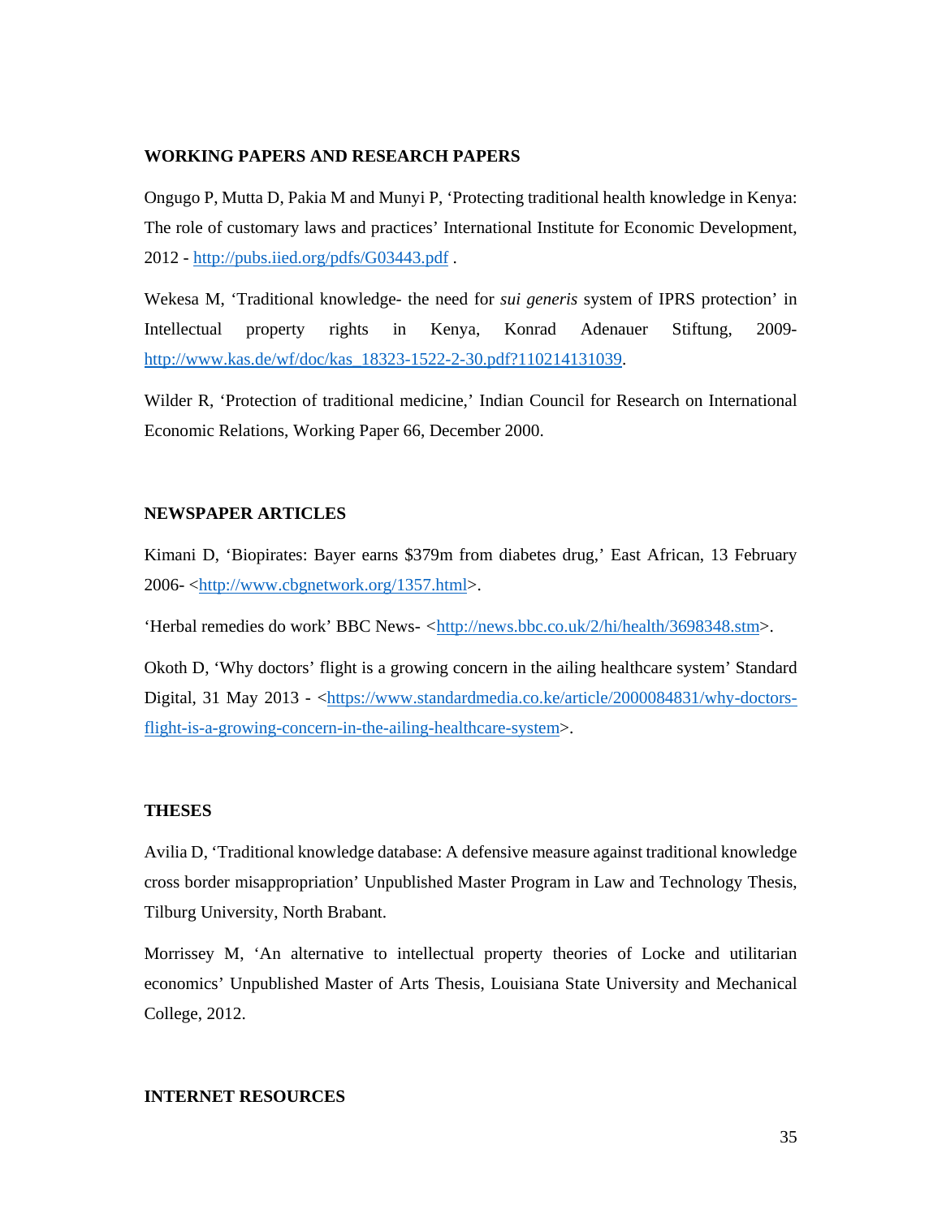## WORKING PAPERS AND RESEARCH PAPERS

Ongugo P, Mutta D, Pakia M and Munyi P, 'Protecting traditional health knowledge in Kenya: The role of customary laws and practices' International Institute for Economic Development, 2012 - http://pubs.iied.org/pdfs/G03443.pdf .

Wekesa M, 'Traditional knowledge- the need for *sui generis* system of IPRS protection' in Intellectual property rights in Kenya, Konrad Adenauer Stiftung, 2009- http://www.kas.de/wf/doc/kas_18323-1522-2-30.pdf?110214131039.

Wilder R, 'Protection of traditional medicine,' Indian Council for Research on International Economic Relations, Working Paper 66, December 2000.

## NEWSPAPER ARTICLES

Kimani D, 'Biopirates: Bayer earns $379m from diabetes drug,' East African, 13 February 2006- <http://www.cbgnetwork.org/1357.html>.

'Herbal remedies do work' BBC News- <http://news.bbc.co.uk/2/hi/health/3698348.stm>.

Okoth D, 'Why doctors' flight is a growing concern in the ailing healthcare system' Standard Digital, 31 May 2013 - <https://www.standardmedia.co.ke/article/2000084831/why-doctors-flight-is-a-growing-concern-in-the-ailing-healthcare-system>.

## THESES

Avilia D, 'Traditional knowledge database: A defensive measure against traditional knowledge cross border misappropriation' Unpublished Master Program in Law and Technology Thesis, Tilburg University, North Brabant.

Morrissey M, 'An alternative to intellectual property theories of Locke and utilitarian economics' Unpublished Master of Arts Thesis, Louisiana State University and Mechanical College, 2012.

## INTERNET RESOURCES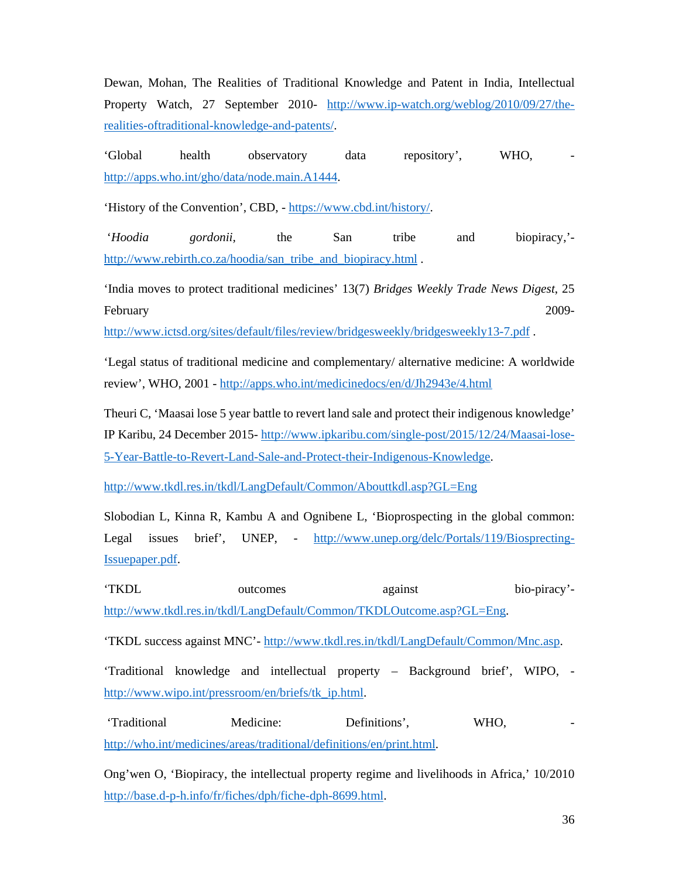Dewan, Mohan, The Realities of Traditional Knowledge and Patent in India, Intellectual Property Watch, 27 September 2010- http://www.ip-watch.org/weblog/2010/09/27/the-realities-oftraditional-knowledge-and-patents/.

'Global health observatory data repository', WHO, - http://apps.who.int/gho/data/node.main.A1444.

'History of the Convention', CBD, - https://www.cbd.int/history/.

'*Hoodia gordonii*, the San tribe and biopiracy,'- http://www.rebirth.co.za/hoodia/san_tribe_and_biopiracy.html .

'India moves to protect traditional medicines' 13(7) *Bridges Weekly Trade News Digest*, 25 February 2009- http://www.ictsd.org/sites/default/files/review/bridgesweekly/bridgesweekly13-7.pdf .

'Legal status of traditional medicine and complementary/ alternative medicine: A worldwide review', WHO, 2001 - http://apps.who.int/medicinedocs/en/d/Jh2943e/4.html

Theuri C, 'Maasai lose 5 year battle to revert land sale and protect their indigenous knowledge' IP Karibu, 24 December 2015- http://www.ipkaribu.com/single-post/2015/12/24/Maasai-lose-5-Year-Battle-to-Revert-Land-Sale-and-Protect-their-Indigenous-Knowledge.

http://www.tkdl.res.in/tkdl/LangDefault/Common/Abouttkdl.asp?GL=Eng

Slobodian L, Kinna R, Kambu A and Ognibene L, 'Bioprospecting in the global common: Legal issues brief', UNEP, - http://www.unep.org/delc/Portals/119/Biosprecting-Issuepaper.pdf.

'TKDL outcomes against bio-piracy'- http://www.tkdl.res.in/tkdl/LangDefault/Common/TKDLOutcome.asp?GL=Eng.

'TKDL success against MNC'- http://www.tkdl.res.in/tkdl/LangDefault/Common/Mnc.asp.

'Traditional knowledge and intellectual property – Background brief', WIPO, - http://www.wipo.int/pressroom/en/briefs/tk_ip.html.

'Traditional Medicine: Definitions', WHO, - http://who.int/medicines/areas/traditional/definitions/en/print.html.

Ong'wen O, 'Biopiracy, the intellectual property regime and livelihoods in Africa,' 10/2010 http://base.d-p-h.info/fr/fiches/dph/fiche-dph-8699.html.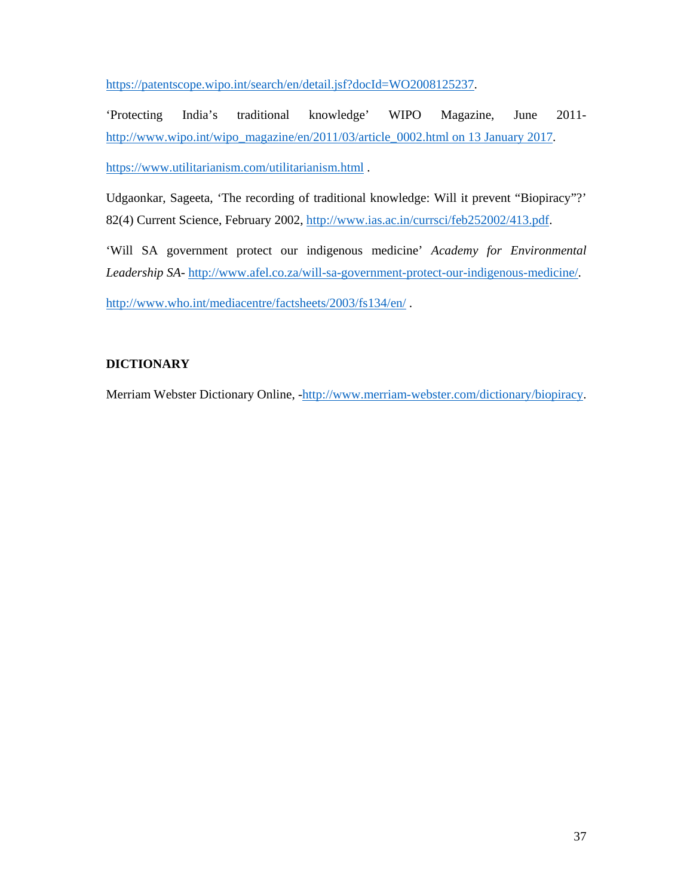https://patentscope.wipo.int/search/en/detail.jsf?docId=WO2008125237.

'Protecting India's traditional knowledge' WIPO Magazine, June 2011- http://www.wipo.int/wipo_magazine/en/2011/03/article_0002.html on 13 January 2017.

https://www.utilitarianism.com/utilitarianism.html .

Udgaonkar, Sageeta, 'The recording of traditional knowledge: Will it prevent "Biopiracy"?' 82(4) Current Science, February 2002, http://www.ias.ac.in/currsci/feb252002/413.pdf.

'Will SA government protect our indigenous medicine' *Academy for Environmental Leadership SA*- http://www.afel.co.za/will-sa-government-protect-our-indigenous-medicine/.

http://www.who.int/mediacentre/factsheets/2003/fs134/en/ .

**DICTIONARY**

Merriam Webster Dictionary Online, -http://www.merriam-webster.com/dictionary/biopiracy.